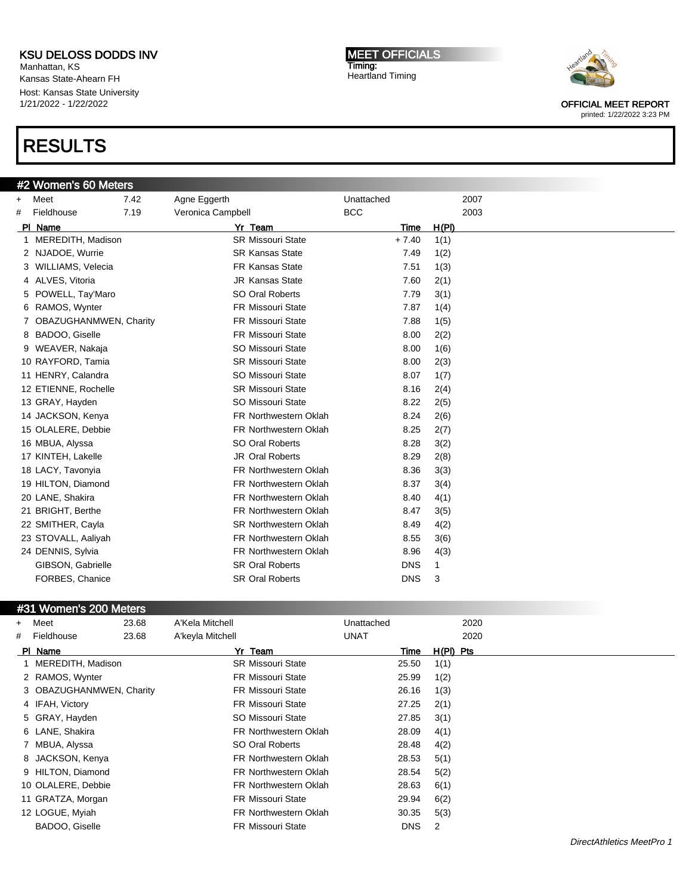KSU DELOSS DODDS INV
Manhattan, KS
Kansas State-Ahearn FH
Host: Kansas State University
1/21/2022 - 1/22/2022

MEET OFFICIALS
Timing:
Heartland Timing

OFFICIAL MEET REPORT
printed: 1/22/2022 3:23 PM

# RESULTS

## #2 Women's 60 Meters

| | | | | | |
|---|---|---|---|---|---|
| + | Meet | 7.42 | Agne Eggerth | Unattached | 2007 |
| # | Fieldhouse | 7.19 | Veronica Campbell | BCC | 2003 |

| Pl | Name | Yr | Team | Time | H(Pl) |
|---|---|---|---|---|---|
| 1 | MEREDITH, Madison | SR | Missouri State | + 7.40 | 1(1) |
| 2 | NJADOE, Wurrie | SR | Kansas State | 7.49 | 1(2) |
| 3 | WILLIAMS, Velecia | FR | Kansas State | 7.51 | 1(3) |
| 4 | ALVES, Vitoria | JR | Kansas State | 7.60 | 2(1) |
| 5 | POWELL, Tay'Maro | SO | Oral Roberts | 7.79 | 3(1) |
| 6 | RAMOS, Wynter | FR | Missouri State | 7.87 | 1(4) |
| 7 | OBAZUGHANMWEN, Charity | FR | Missouri State | 7.88 | 1(5) |
| 8 | BADOO, Giselle | FR | Missouri State | 8.00 | 2(2) |
| 9 | WEAVER, Nakaja | SO | Missouri State | 8.00 | 1(6) |
| 10 | RAYFORD, Tamia | SR | Missouri State | 8.00 | 2(3) |
| 11 | HENRY, Calandra | SO | Missouri State | 8.07 | 1(7) |
| 12 | ETIENNE, Rochelle | SR | Missouri State | 8.16 | 2(4) |
| 13 | GRAY, Hayden | SO | Missouri State | 8.22 | 2(5) |
| 14 | JACKSON, Kenya | FR | Northwestern Oklah | 8.24 | 2(6) |
| 15 | OLALERE, Debbie | FR | Northwestern Oklah | 8.25 | 2(7) |
| 16 | MBUA, Alyssa | SO | Oral Roberts | 8.28 | 3(2) |
| 17 | KINTEH, Lakelle | JR | Oral Roberts | 8.29 | 2(8) |
| 18 | LACY, Tavonyia | FR | Northwestern Oklah | 8.36 | 3(3) |
| 19 | HILTON, Diamond | FR | Northwestern Oklah | 8.37 | 3(4) |
| 20 | LANE, Shakira | FR | Northwestern Oklah | 8.40 | 4(1) |
| 21 | BRIGHT, Berthe | FR | Northwestern Oklah | 8.47 | 3(5) |
| 22 | SMITHER, Cayla | SR | Northwestern Oklah | 8.49 | 4(2) |
| 23 | STOVALL, Aaliyah | FR | Northwestern Oklah | 8.55 | 3(6) |
| 24 | DENNIS, Sylvia | FR | Northwestern Oklah | 8.96 | 4(3) |
| | GIBSON, Gabrielle | SR | Oral Roberts | DNS | 1 |
| | FORBES, Chanice | SR | Oral Roberts | DNS | 3 |

## #31 Women's 200 Meters

| | | | | | |
|---|---|---|---|---|---|
| + | Meet | 23.68 | A'Kela Mitchell | Unattached | 2020 |
| # | Fieldhouse | 23.68 | A'keyla Mitchell | UNAT | 2020 |

| Pl | Name | Yr | Team | Time | H(Pl) | Pts |
|---|---|---|---|---|---|---|
| 1 | MEREDITH, Madison | SR | Missouri State | 25.50 | 1(1) | |
| 2 | RAMOS, Wynter | FR | Missouri State | 25.99 | 1(2) | |
| 3 | OBAZUGHANMWEN, Charity | FR | Missouri State | 26.16 | 1(3) | |
| 4 | IFAH, Victory | FR | Missouri State | 27.25 | 2(1) | |
| 5 | GRAY, Hayden | SO | Missouri State | 27.85 | 3(1) | |
| 6 | LANE, Shakira | FR | Northwestern Oklah | 28.09 | 4(1) | |
| 7 | MBUA, Alyssa | SO | Oral Roberts | 28.48 | 4(2) | |
| 8 | JACKSON, Kenya | FR | Northwestern Oklah | 28.53 | 5(1) | |
| 9 | HILTON, Diamond | FR | Northwestern Oklah | 28.54 | 5(2) | |
| 10 | OLALERE, Debbie | FR | Northwestern Oklah | 28.63 | 6(1) | |
| 11 | GRATZA, Morgan | FR | Missouri State | 29.94 | 6(2) | |
| 12 | LOGUE, Myiah | FR | Northwestern Oklah | 30.35 | 5(3) | |
| | BADOO, Giselle | FR | Missouri State | DNS | 2 | |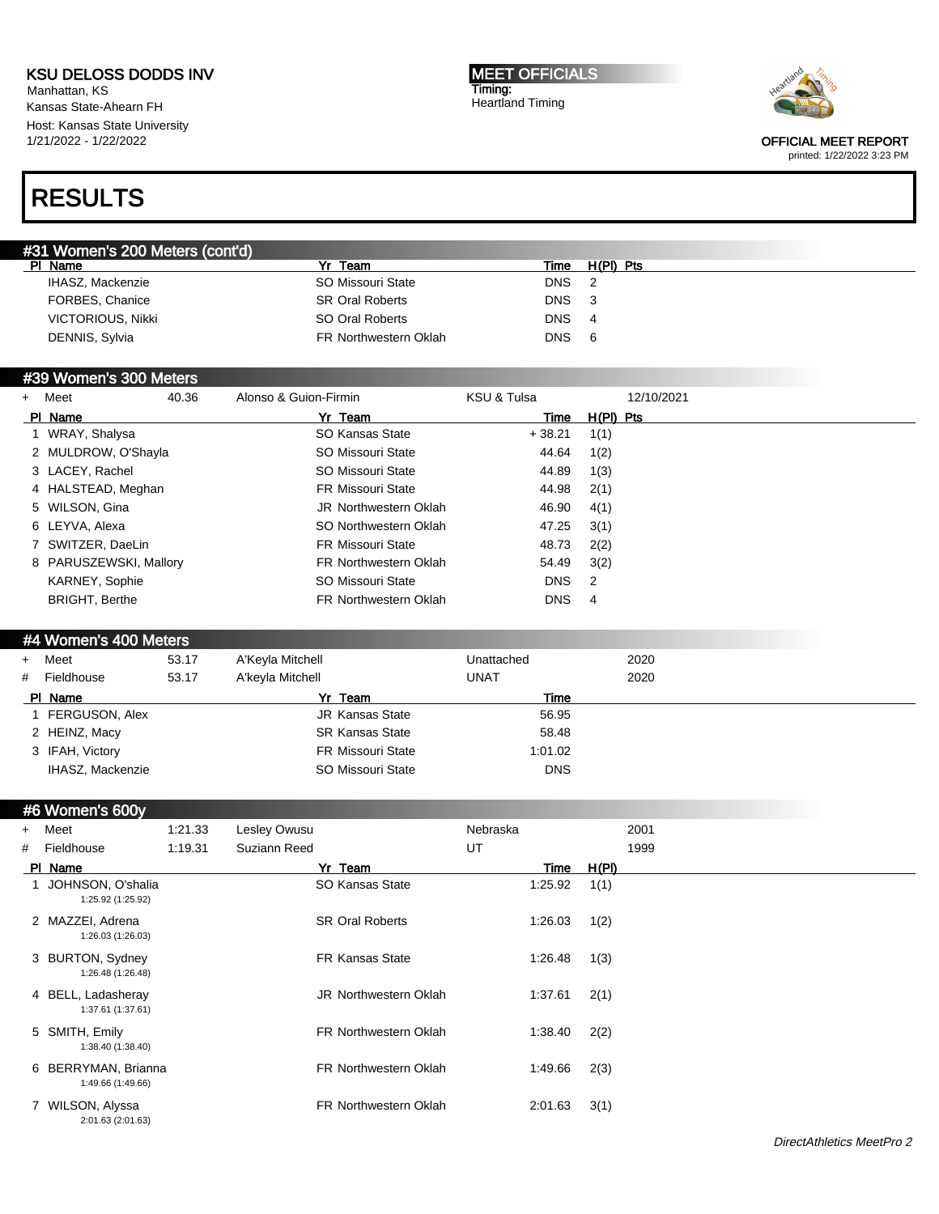KSU DELOSS DODDS INV
Manhattan, KS
Kansas State-Ahearn FH
Host: Kansas State University
1/21/2022 - 1/22/2022

MEET OFFICIALS
Timing:
Heartland Timing

OFFICIAL MEET REPORT
printed: 1/22/2022 3:23 PM

# RESULTS

## #31 Women's 200 Meters (cont'd)

| Pl | Name | Yr | Team | Time | H(Pl) | Pts |
|---|---|---|---|---|---|---|
| | IHASZ, Mackenzie | SO | Missouri State | DNS | 2 | |
| | FORBES, Chanice | SR | Oral Roberts | DNS | 3 | |
| | VICTORIOUS, Nikki | SO | Oral Roberts | DNS | 4 | |
| | DENNIS, Sylvia | FR | Northwestern Oklah | DNS | 6 | |

## #39 Women's 300 Meters

| + | Meet | 40.36 | Alonso & Guion-Firmin | KSU & Tulsa | 12/10/2021 |
|---|---|---|---|---|---|

| Pl | Name | Yr | Team | Time | H(Pl) | Pts |
|---|---|---|---|---|---|---|
| 1 | WRAY, Shalysa | SO | Kansas State | + 38.21 | 1(1) | |
| 2 | MULDROW, O'Shayla | SO | Missouri State | 44.64 | 1(2) | |
| 3 | LACEY, Rachel | SO | Missouri State | 44.89 | 1(3) | |
| 4 | HALSTEAD, Meghan | FR | Missouri State | 44.98 | 2(1) | |
| 5 | WILSON, Gina | JR | Northwestern Oklah | 46.90 | 4(1) | |
| 6 | LEYVA, Alexa | SO | Northwestern Oklah | 47.25 | 3(1) | |
| 7 | SWITZER, DaeLin | FR | Missouri State | 48.73 | 2(2) | |
| 8 | PARUSZEWSKI, Mallory | FR | Northwestern Oklah | 54.49 | 3(2) | |
| | KARNEY, Sophie | SO | Missouri State | DNS | 2 | |
| | BRIGHT, Berthe | FR | Northwestern Oklah | DNS | 4 | |

## #4 Women's 400 Meters

| + | Meet | 53.17 | A'Keyla Mitchell | Unattached | 2020 |
|---|---|---|---|---|---|
| # | Fieldhouse | 53.17 | A'keyla Mitchell | UNAT | 2020 |

| Pl | Name | Yr | Team | Time |
|---|---|---|---|---|
| 1 | FERGUSON, Alex | JR | Kansas State | 56.95 |
| 2 | HEINZ, Macy | SR | Kansas State | 58.48 |
| 3 | IFAH, Victory | FR | Missouri State | 1:01.02 |
| | IHASZ, Mackenzie | SO | Missouri State | DNS |

## #6 Women's 600y

| + | Meet | 1:21.33 | Lesley Owusu | Nebraska | 2001 |
|---|---|---|---|---|---|
| # | Fieldhouse | 1:19.31 | Suziann Reed | UT | 1999 |

| Pl | Name | Yr | Team | Time | H(Pl) |
|---|---|---|---|---|---|
| 1 | JOHNSON, O'shalia<br>1:25.92 (1:25.92) | SO | Kansas State | 1:25.92 | 1(1) |
| 2 | MAZZEI, Adrena<br>1:26.03 (1:26.03) | SR | Oral Roberts | 1:26.03 | 1(2) |
| 3 | BURTON, Sydney<br>1:26.48 (1:26.48) | FR | Kansas State | 1:26.48 | 1(3) |
| 4 | BELL, Ladasheray<br>1:37.61 (1:37.61) | JR | Northwestern Oklah | 1:37.61 | 2(1) |
| 5 | SMITH, Emily<br>1:38.40 (1:38.40) | FR | Northwestern Oklah | 1:38.40 | 2(2) |
| 6 | BERRYMAN, Brianna<br>1:49.66 (1:49.66) | FR | Northwestern Oklah | 1:49.66 | 2(3) |
| 7 | WILSON, Alyssa<br>2:01.63 (2:01.63) | FR | Northwestern Oklah | 2:01.63 | 3(1) |

*DirectAthletics MeetPro 2*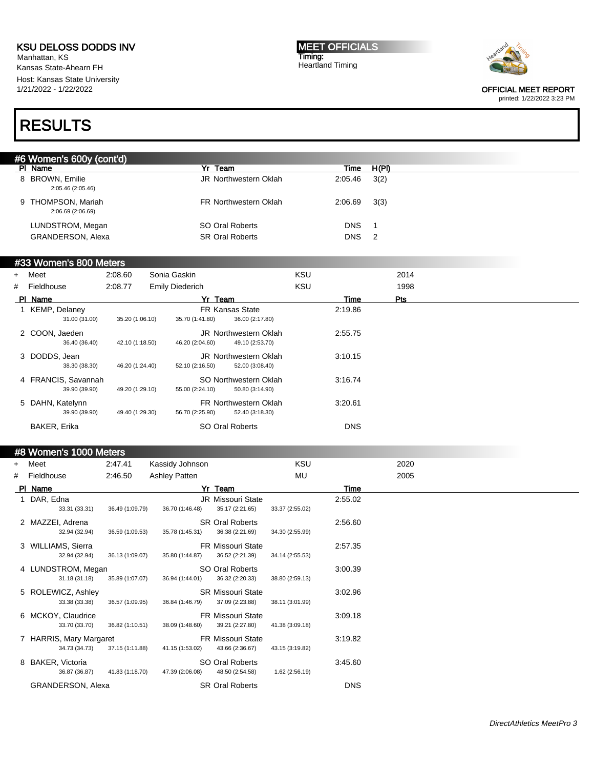KSU DELOSS DODDS INV
Manhattan, KS
Kansas State-Ahearn FH
Host: Kansas State University
1/21/2022 - 1/22/2022

MEET OFFICIALS
Timing:
Heartland Timing

OFFICIAL MEET REPORT
printed: 1/22/2022 3:23 PM

# RESULTS

## #6 Women's 600y (cont'd)

| Pl | Name | Yr | Team | Time | H(Pl) |
|---|---|---|---|---|---|
| 8 | BROWN, Emilie<br>2:05.46 (2:05.46) | JR | Northwestern Oklah | 2:05.46 | 3(2) |
| 9 | THOMPSON, Mariah<br>2:06.69 (2:06.69) | FR | Northwestern Oklah | 2:06.69 | 3(3) |
| | LUNDSTROM, Megan | SO | Oral Roberts | DNS | 1 |
| | GRANDERSON, Alexa | SR | Oral Roberts | DNS | 2 |

## #33 Women's 800 Meters

| | | | | | |
|---|---|---|---|---|---|
| + | Meet | 2:08.60 | Sonia Gaskin | KSU | 2014 |
| # | Fieldhouse | 2:08.77 | Emily Diederich | KSU | 1998 |

| Pl | Name | Yr | Team | Time | Pts |
|---|---|---|---|---|---|
| 1 | KEMP, Delaney<br>31.00 (31.00) 35.20 (1:06.10) 35.70 (1:41.80) 36.00 (2:17.80) | FR | Kansas State | 2:19.86 | |
| 2 | COON, Jaeden<br>36.40 (36.40) 42.10 (1:18.50) 46.20 (2:04.60) 49.10 (2:53.70) | JR | Northwestern Oklah | 2:55.75 | |
| 3 | DODDS, Jean<br>38.30 (38.30) 46.20 (1:24.40) 52.10 (2:16.50) 52.00 (3:08.40) | JR | Northwestern Oklah | 3:10.15 | |
| 4 | FRANCIS, Savannah<br>39.90 (39.90) 49.20 (1:29.10) 55.00 (2:24.10) 50.80 (3:14.90) | SO | Northwestern Oklah | 3:16.74 | |
| 5 | DAHN, Katelynn<br>39.90 (39.90) 49.40 (1:29.30) 56.70 (2:25.90) 52.40 (3:18.30) | FR | Northwestern Oklah | 3:20.61 | |
| | BAKER, Erika | SO | Oral Roberts | DNS | |

## #8 Women's 1000 Meters

| | | | | | |
|---|---|---|---|---|---|
| + | Meet | 2:47.41 | Kassidy Johnson | KSU | 2020 |
| # | Fieldhouse | 2:46.50 | Ashley Patten | MU | 2005 |

| Pl | Name | Yr | Team | Time |
|---|---|---|---|---|
| 1 | DAR, Edna<br>33.31 (33.31) 36.49 (1:09.79) 36.70 (1:46.48) 35.17 (2:21.65) 33.37 (2:55.02) | JR | Missouri State | 2:55.02 |
| 2 | MAZZEI, Adrena<br>32.94 (32.94) 36.59 (1:09.53) 35.78 (1:45.31) 36.38 (2:21.69) 34.30 (2:55.99) | SR | Oral Roberts | 2:56.60 |
| 3 | WILLIAMS, Sierra<br>32.94 (32.94) 36.13 (1:09.07) 35.80 (1:44.87) 36.52 (2:21.39) 34.14 (2:55.53) | FR | Missouri State | 2:57.35 |
| 4 | LUNDSTROM, Megan<br>31.18 (31.18) 35.89 (1:07.07) 36.94 (1:44.01) 36.32 (2:20.33) 38.80 (2:59.13) | SO | Oral Roberts | 3:00.39 |
| 5 | ROLEWICZ, Ashley<br>33.38 (33.38) 36.57 (1:09.95) 36.84 (1:46.79) 37.09 (2:23.88) 38.11 (3:01.99) | SR | Missouri State | 3:02.96 |
| 6 | MCKOY, Claudrice<br>33.70 (33.70) 36.82 (1:10.51) 38.09 (1:48.60) 39.21 (2:27.80) 41.38 (3:09.18) | FR | Missouri State | 3:09.18 |
| 7 | HARRIS, Mary Margaret<br>34.73 (34.73) 37.15 (1:11.88) 41.15 (1:53.02) 43.66 (2:36.67) 43.15 (3:19.82) | FR | Missouri State | 3:19.82 |
| 8 | BAKER, Victoria<br>36.87 (36.87) 41.83 (1:18.70) 47.39 (2:06.08) 48.50 (2:54.58) 1.62 (2:56.19) | SO | Oral Roberts | 3:45.60 |
| | GRANDERSON, Alexa | SR | Oral Roberts | DNS |

DirectAthletics MeetPro 3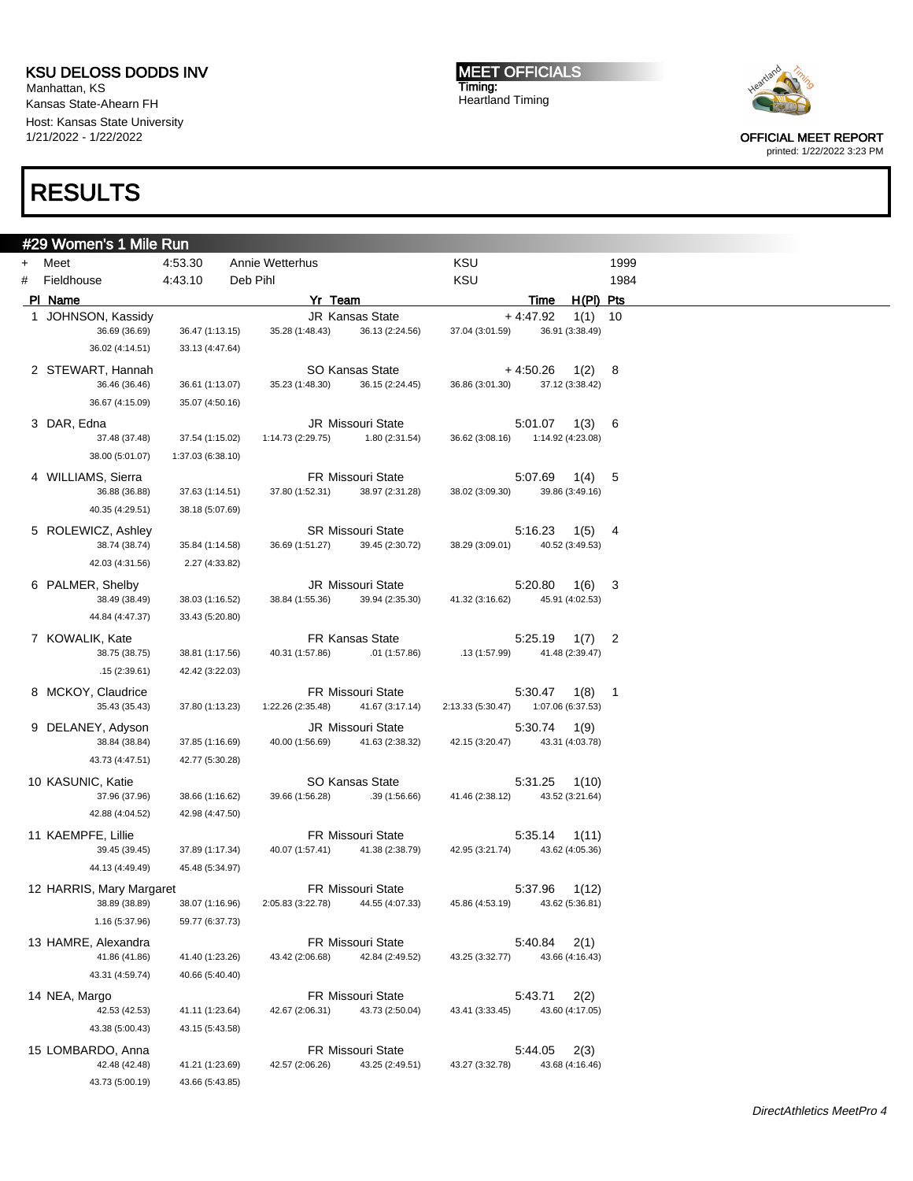KSU DELOSS DODDS INV
Manhattan, KS
Kansas State-Ahearn FH
Host: Kansas State University
1/21/2022 - 1/22/2022

MEET OFFICIALS
Timing:
Heartland Timing

OFFICIAL MEET REPORT
printed: 1/22/2022 3:23 PM

# RESULTS

## #29 Women's 1 Mile Run

| | | | | | |
|---|---|---|---|---|---|
| + | Meet | 4:53.30 | Annie Wetterhus | KSU | 1999 |
| # | Fieldhouse | 4:43.10 | Deb Pihl | KSU | 1984 |

| Pl | Name | Yr | Team | Time | H(Pl) | Pts |
|---|---|---|---|---|---|---|
| 1 | JOHNSON, Kassidy | JR | Kansas State | + 4:47.92 | 1(1) | 10 |
| | 36.69 (36.69) 36.47 (1:13.15) 35.28 (1:48.43) 36.13 (2:24.56) 37.04 (3:01.59) 36.91 (3:38.49) 36.02 (4:14.51) 33.13 (4:47.64) | | | | | |
| 2 | STEWART, Hannah | SO | Kansas State | + 4:50.26 | 1(2) | 8 |
| | 36.46 (36.46) 36.61 (1:13.07) 35.23 (1:48.30) 36.15 (2:24.45) 36.86 (3:01.30) 37.12 (3:38.42) 36.67 (4:15.09) 35.07 (4:50.16) | | | | | |
| 3 | DAR, Edna | JR | Missouri State | 5:01.07 | 1(3) | 6 |
| | 37.48 (37.48) 37.54 (1:15.02) 1:14.73 (2:29.75) 1.80 (2:31.54) 36.62 (3:08.16) 1:14.92 (4:23.08) 38.00 (5:01.07) 1:37.03 (6:38.10) | | | | | |
| 4 | WILLIAMS, Sierra | FR | Missouri State | 5:07.69 | 1(4) | 5 |
| | 36.88 (36.88) 37.63 (1:14.51) 37.80 (1:52.31) 38.97 (2:31.28) 38.02 (3:09.30) 39.86 (3:49.16) 40.35 (4:29.51) 38.18 (5:07.69) | | | | | |
| 5 | ROLEWICZ, Ashley | SR | Missouri State | 5:16.23 | 1(5) | 4 |
| | 38.74 (38.74) 35.84 (1:14.58) 36.69 (1:51.27) 39.45 (2:30.72) 38.29 (3:09.01) 40.52 (3:49.53) 42.03 (4:31.56) 2.27 (4:33.82) | | | | | |
| 6 | PALMER, Shelby | JR | Missouri State | 5:20.80 | 1(6) | 3 |
| | 38.49 (38.49) 38.03 (1:16.52) 38.84 (1:55.36) 39.94 (2:35.30) 41.32 (3:16.62) 45.91 (4:02.53) 44.84 (4:47.37) 33.43 (5:20.80) | | | | | |
| 7 | KOWALIK, Kate | FR | Kansas State | 5:25.19 | 1(7) | 2 |
| | 38.75 (38.75) 38.81 (1:17.56) 40.31 (1:57.86) .01 (1:57.86) .13 (1:57.99) 41.48 (2:39.47) .15 (2:39.61) 42.42 (3:22.03) | | | | | |
| 8 | MCKOY, Claudrice | FR | Missouri State | 5:30.47 | 1(8) | 1 |
| | 35.43 (35.43) 37.80 (1:13.23) 1:22.26 (2:35.48) 41.67 (3:17.14) 2:13.33 (5:30.47) 1:07.06 (6:37.53) | | | | | |
| 9 | DELANEY, Adyson | JR | Missouri State | 5:30.74 | 1(9) | |
| | 38.84 (38.84) 37.85 (1:16.69) 40.00 (1:56.69) 41.63 (2:38.32) 42.15 (3:20.47) 43.31 (4:03.78) 43.73 (4:47.51) 42.77 (5:30.28) | | | | | |
| 10 | KASUNIC, Katie | SO | Kansas State | 5:31.25 | 1(10) | |
| | 37.96 (37.96) 38.66 (1:16.62) 39.66 (1:56.28) .39 (1:56.66) 41.46 (2:38.12) 43.52 (3:21.64) 42.88 (4:04.52) 42.98 (4:47.50) | | | | | |
| 11 | KAEMPFE, Lillie | FR | Missouri State | 5:35.14 | 1(11) | |
| | 39.45 (39.45) 37.89 (1:17.34) 40.07 (1:57.41) 41.38 (2:38.79) 42.95 (3:21.74) 43.62 (4:05.36) 44.13 (4:49.49) 45.48 (5:34.97) | | | | | |
| 12 | HARRIS, Mary Margaret | FR | Missouri State | 5:37.96 | 1(12) | |
| | 38.89 (38.89) 38.07 (1:16.96) 2:05.83 (3:22.78) 44.55 (4:07.33) 45.86 (4:53.19) 43.62 (5:36.81) 1.16 (5:37.96) 59.77 (6:37.73) | | | | | |
| 13 | HAMRE, Alexandra | FR | Missouri State | 5:40.84 | 2(1) | |
| | 41.86 (41.86) 41.40 (1:23.26) 43.42 (2:06.68) 42.84 (2:49.52) 43.25 (3:32.77) 43.66 (4:16.43) 43.31 (4:59.74) 40.66 (5:40.40) | | | | | |
| 14 | NEA, Margo | FR | Missouri State | 5:43.71 | 2(2) | |
| | 42.53 (42.53) 41.11 (1:23.64) 42.67 (2:06.31) 43.73 (2:50.04) 43.41 (3:33.45) 43.60 (4:17.05) 43.38 (5:00.43) 43.15 (5:43.58) | | | | | |
| 15 | LOMBARDO, Anna | FR | Missouri State | 5:44.05 | 2(3) | |
| | 42.48 (42.48) 41.21 (1:23.69) 42.57 (2:06.26) 43.25 (2:49.51) 43.27 (3:32.78) 43.68 (4:16.46) 43.73 (5:00.19) 43.66 (5:43.85) | | | | | |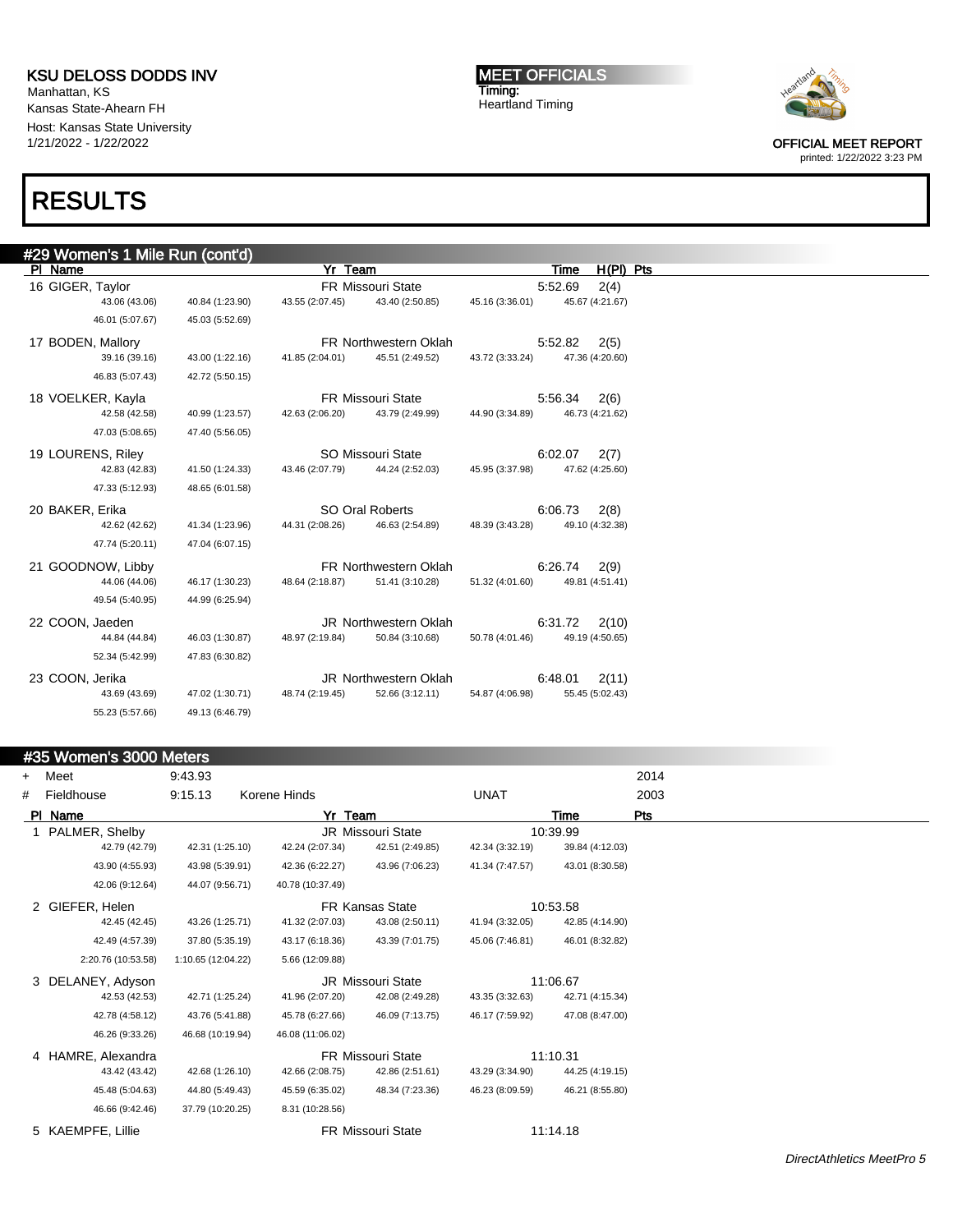KSU DELOSS DODDS INV
Manhattan, KS
Kansas State-Ahearn FH
Host: Kansas State University
1/21/2022 - 1/22/2022

MEET OFFICIALS
Timing:
Heartland Timing

OFFICIAL MEET REPORT
printed: 1/22/2022 3:23 PM

# RESULTS

## #29 Women's 1 Mile Run (cont'd)

| Pl | Name | Yr | Team | Time | H(Pl) | Pts |
|---|---|---|---|---|---|---|
| 16 | GIGER, Taylor | FR | Missouri State | 5:52.69 | 2(4) | |
| | 43.06 (43.06) 40.84 (1:23.90) 43.55 (2:07.45) 43.40 (2:50.85) 45.16 (3:36.01) 45.67 (4:21.67) 46.01 (5:07.67) 45.03 (5:52.69) | | | | | |
| 17 | BODEN, Mallory | FR | Northwestern Oklah | 5:52.82 | 2(5) | |
| | 39.16 (39.16) 43.00 (1:22.16) 41.85 (2:04.01) 45.51 (2:49.52) 43.72 (3:33.24) 47.36 (4:20.60) 46.83 (5:07.43) 42.72 (5:50.15) | | | | | |
| 18 | VOELKER, Kayla | FR | Missouri State | 5:56.34 | 2(6) | |
| | 42.58 (42.58) 40.99 (1:23.57) 42.63 (2:06.20) 43.79 (2:49.99) 44.90 (3:34.89) 46.73 (4:21.62) 47.03 (5:08.65) 47.40 (5:56.05) | | | | | |
| 19 | LOURENS, Riley | SO | Missouri State | 6:02.07 | 2(7) | |
| | 42.83 (42.83) 41.50 (1:24.33) 43.46 (2:07.79) 44.24 (2:52.03) 45.95 (3:37.98) 47.62 (4:25.60) 47.33 (5:12.93) 48.65 (6:01.58) | | | | | |
| 20 | BAKER, Erika | SO | Oral Roberts | 6:06.73 | 2(8) | |
| | 42.62 (42.62) 41.34 (1:23.96) 44.31 (2:08.26) 46.63 (2:54.89) 48.39 (3:43.28) 49.10 (4:32.38) 47.74 (5:20.11) 47.04 (6:07.15) | | | | | |
| 21 | GOODNOW, Libby | FR | Northwestern Oklah | 6:26.74 | 2(9) | |
| | 44.06 (44.06) 46.17 (1:30.23) 48.64 (2:18.87) 51.41 (3:10.28) 51.32 (4:01.60) 49.81 (4:51.41) 49.54 (5:40.95) 44.99 (6:25.94) | | | | | |
| 22 | COON, Jaeden | JR | Northwestern Oklah | 6:31.72 | 2(10) | |
| | 44.84 (44.84) 46.03 (1:30.87) 48.97 (2:19.84) 50.84 (3:10.68) 50.78 (4:01.46) 49.19 (4:50.65) 52.34 (5:42.99) 47.83 (6:30.82) | | | | | |
| 23 | COON, Jerika | JR | Northwestern Oklah | 6:48.01 | 2(11) | |
| | 43.69 (43.69) 47.02 (1:30.71) 48.74 (2:19.45) 52.66 (3:12.11) 54.87 (4:06.98) 55.45 (5:02.43) 55.23 (5:57.66) 49.13 (6:46.79) | | | | | |

## #35 Women's 3000 Meters

| | | | | | |
|---|---|---|---|---|---|
| + | Meet | 9:43.93 | | | 2014 |
| # | Fieldhouse | 9:15.13 | Korene Hinds | UNAT | 2003 |

| Pl | Name | Yr | Team | Time | Pts |
|---|---|---|---|---|---|
| 1 | PALMER, Shelby | JR | Missouri State | 10:39.99 | |
| | 42.79 (42.79) 42.31 (1:25.10) 42.24 (2:07.34) 42.51 (2:49.85) 42.34 (3:32.19) 39.84 (4:12.03) 43.90 (4:55.93) 43.98 (5:39.91) 42.36 (6:22.27) 43.96 (7:06.23) 41.34 (7:47.57) 43.01 (8:30.58) 42.06 (9:12.64) 44.07 (9:56.71) 40.78 (10:37.49) | | | | |
| 2 | GIEFER, Helen | FR | Kansas State | 10:53.58 | |
| | 42.45 (42.45) 43.26 (1:25.71) 41.32 (2:07.03) 43.08 (2:50.11) 41.94 (3:32.05) 42.85 (4:14.90) 42.49 (4:57.39) 37.80 (5:35.19) 43.17 (6:18.36) 43.39 (7:01.75) 45.06 (7:46.81) 46.01 (8:32.82) 2:20.76 (10:53.58) 1:10.65 (12:04.22) 5.66 (12:09.88) | | | | |
| 3 | DELANEY, Adyson | JR | Missouri State | 11:06.67 | |
| | 42.53 (42.53) 42.71 (1:25.24) 41.96 (2:07.20) 42.08 (2:49.28) 43.35 (3:32.63) 42.71 (4:15.34) 42.78 (4:58.12) 43.76 (5:41.88) 45.78 (6:27.66) 46.09 (7:13.75) 46.17 (7:59.92) 47.08 (8:47.00) 46.26 (9:33.26) 46.68 (10:19.94) 46.08 (11:06.02) | | | | |
| 4 | HAMRE, Alexandra | FR | Missouri State | 11:10.31 | |
| | 43.42 (43.42) 42.68 (1:26.10) 42.66 (2:08.75) 42.86 (2:51.61) 43.29 (3:34.90) 44.25 (4:19.15) 45.48 (5:04.63) 44.80 (5:49.43) 45.59 (6:35.02) 48.34 (7:23.36) 46.23 (8:09.59) 46.21 (8:55.80) 46.66 (9:42.46) 37.79 (10:20.25) 8.31 (10:28.56) | | | | |
| 5 | KAEMPFE, Lillie | FR | Missouri State | 11:14.18 | |

DirectAthletics MeetPro 5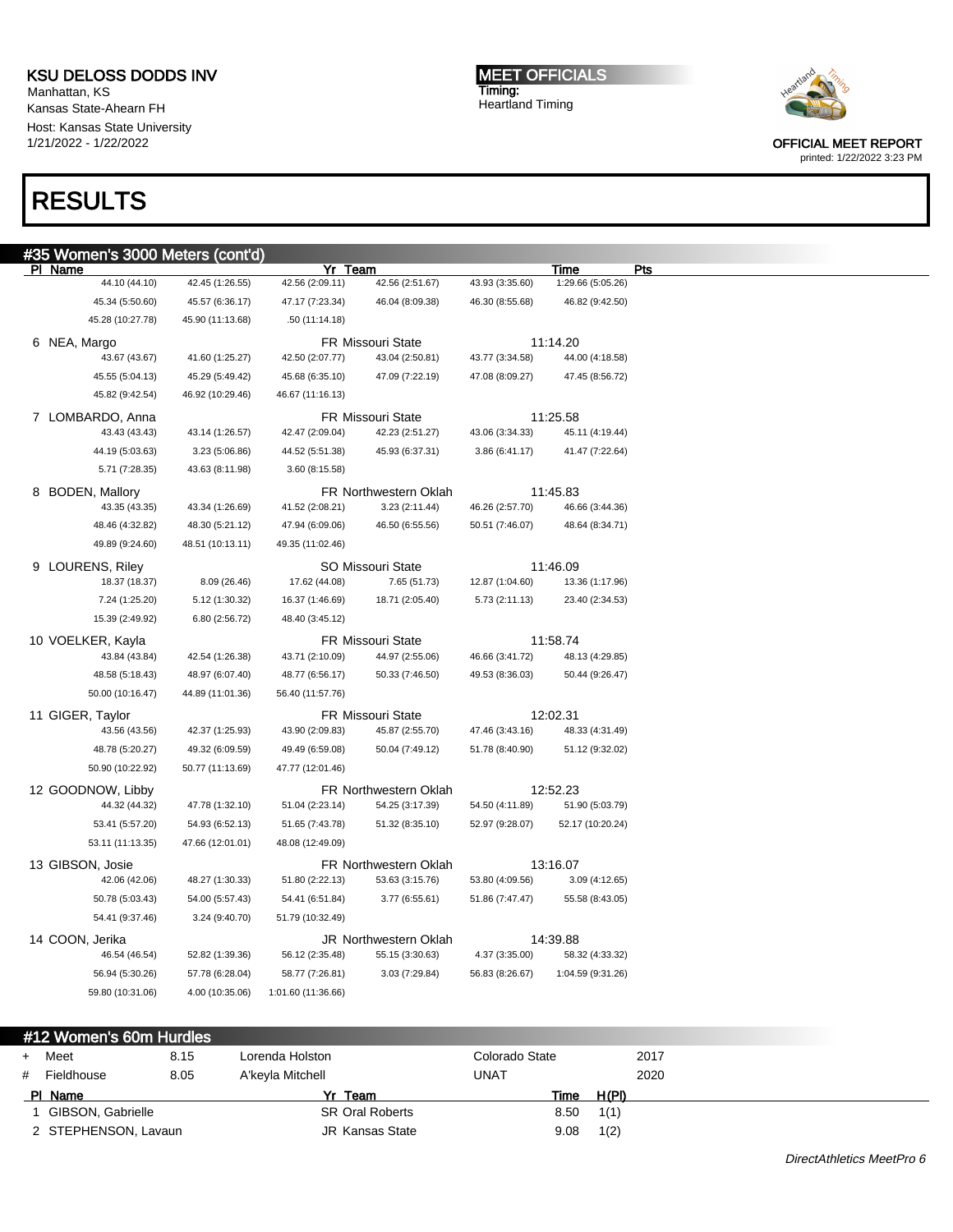# RESULTS

## #35 Women's 3000 Meters (cont'd)

| Pl | Name | Yr | Team | Time | Pts |
|---|---|---|---|---|---|
| | 44.10 (44.10) 42.45 (1:26.55) 42.56 (2:09.11) 42.56 (2:51.67) 43.93 (3:35.60) 1:29.66 (5:05.26) 45.34 (5:50.60) 45.57 (6:36.17) 47.17 (7:23.34) 46.04 (8:09.38) 46.30 (8:55.68) 46.82 (9:42.50) 45.28 (10:27.78) 45.90 (11:13.68) .50 (11:14.18) | | | | |
| 6 | NEA, Margo | FR | Missouri State | 11:14.20 | |
| | 43.67 (43.67) 41.60 (1:25.27) 42.50 (2:07.77) 43.04 (2:50.81) 43.77 (3:34.58) 44.00 (4:18.58) 45.55 (5:04.13) 45.29 (5:49.42) 45.68 (6:35.10) 47.09 (7:22.19) 47.08 (8:09.27) 47.45 (8:56.72) 45.82 (9:42.54) 46.92 (10:29.46) 46.67 (11:16.13) | | | | |
| 7 | LOMBARDO, Anna | FR | Missouri State | 11:25.58 | |
| | 43.43 (43.43) 43.14 (1:26.57) 42.47 (2:09.04) 42.23 (2:51.27) 43.06 (3:34.33) 45.11 (4:19.44) 44.19 (5:03.63) 3.23 (5:06.86) 44.52 (5:51.38) 45.93 (6:37.31) 3.86 (6:41.17) 41.47 (7:22.64) 5.71 (7:28.35) 43.63 (8:11.98) 3.60 (8:15.58) | | | | |
| 8 | BODEN, Mallory | FR | Northwestern Oklah | 11:45.83 | |
| | 43.35 (43.35) 43.34 (1:26.69) 41.52 (2:08.21) 3.23 (2:11.44) 46.26 (2:57.70) 46.66 (3:44.36) 48.46 (4:32.82) 48.30 (5:21.12) 47.94 (6:09.06) 46.50 (6:55.56) 50.51 (7:46.07) 48.64 (8:34.71) 49.89 (9:24.60) 48.51 (10:13.11) 49.35 (11:02.46) | | | | |
| 9 | LOURENS, Riley | SO | Missouri State | 11:46.09 | |
| | 18.37 (18.37) 8.09 (26.46) 17.62 (44.08) 7.65 (51.73) 12.87 (1:04.60) 13.36 (1:17.96) 7.24 (1:25.20) 5.12 (1:30.32) 16.37 (1:46.69) 18.71 (2:05.40) 5.73 (2:11.13) 23.40 (2:34.53) 15.39 (2:49.92) 6.80 (2:56.72) 48.40 (3:45.12) | | | | |
| 10 | VOELKER, Kayla | FR | Missouri State | 11:58.74 | |
| | 43.84 (43.84) 42.54 (1:26.38) 43.71 (2:10.09) 44.97 (2:55.06) 46.66 (3:41.72) 48.13 (4:29.85) 48.58 (5:18.43) 48.97 (6:07.40) 48.77 (6:56.17) 50.33 (7:46.50) 49.53 (8:36.03) 50.44 (9:26.47) 50.00 (10:16.47) 44.89 (11:01.36) 56.40 (11:57.76) | | | | |
| 11 | GIGER, Taylor | FR | Missouri State | 12:02.31 | |
| | 43.56 (43.56) 42.37 (1:25.93) 43.90 (2:09.83) 45.87 (2:55.70) 47.46 (3:43.16) 48.33 (4:31.49) 48.78 (5:20.27) 49.32 (6:09.59) 49.49 (6:59.08) 50.04 (7:49.12) 51.78 (8:40.90) 51.12 (9:32.02) 50.90 (10:22.92) 50.77 (11:13.69) 47.77 (12:01.46) | | | | |
| 12 | GOODNOW, Libby | FR | Northwestern Oklah | 12:52.23 | |
| | 44.32 (44.32) 47.78 (1:32.10) 51.04 (2:23.14) 54.25 (3:17.39) 54.50 (4:11.89) 51.90 (5:03.79) 53.41 (5:57.20) 54.93 (6:52.13) 51.65 (7:43.78) 51.32 (8:35.10) 52.97 (9:28.07) 52.17 (10:20.24) 53.11 (11:13.35) 47.66 (12:01.01) 48.08 (12:49.09) | | | | |
| 13 | GIBSON, Josie | FR | Northwestern Oklah | 13:16.07 | |
| | 42.06 (42.06) 48.27 (1:30.33) 51.80 (2:22.13) 53.63 (3:15.76) 53.80 (4:09.56) 3.09 (4:12.65) 50.78 (5:03.43) 54.00 (5:57.43) 54.41 (6:51.84) 3.77 (6:55.61) 51.86 (7:47.47) 55.58 (8:43.05) 54.41 (9:37.46) 3.24 (9:40.70) 51.79 (10:32.49) | | | | |
| 14 | COON, Jerika | JR | Northwestern Oklah | 14:39.88 | |
| | 46.54 (46.54) 52.82 (1:39.36) 56.12 (2:35.48) 55.15 (3:30.63) 4.37 (3:35.00) 58.32 (4:33.32) 56.94 (5:30.26) 57.78 (6:28.04) 58.77 (7:26.81) 3.03 (7:29.84) 56.83 (8:26.67) 1:04.59 (9:31.26) 59.80 (10:31.06) 4.00 (10:35.06) 1:01.60 (11:36.66) | | | | |

## #12 Women's 60m Hurdles

| | Record | Mark | Holder | Team | Year |
|---|---|---|---|---|---|
| + | Meet | 8.15 | Lorenda Holston | Colorado State | 2017 |
| # | Fieldhouse | 8.05 | A'keyla Mitchell | UNAT | 2020 |

| Pl | Name | Yr | Team | Time | H(Pl) |
|---|---|---|---|---|---|
| 1 | GIBSON, Gabrielle | SR | Oral Roberts | 8.50 | 1(1) |
| 2 | STEPHENSON, Lavaun | JR | Kansas State | 9.08 | 1(2) |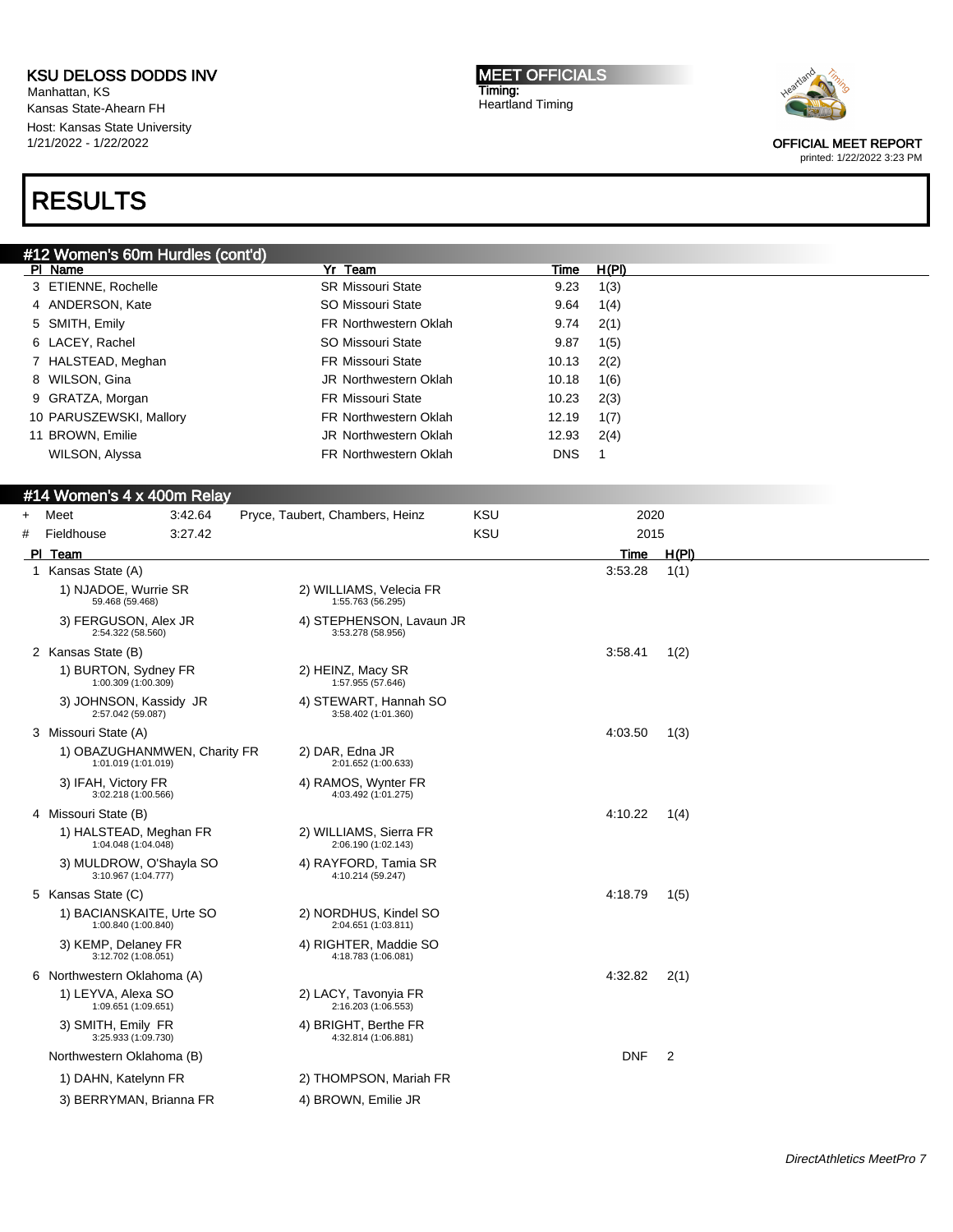KSU DELOSS DODDS INV
Manhattan, KS
Kansas State-Ahearn FH
Host: Kansas State University
1/21/2022 - 1/22/2022

MEET OFFICIALS
Timing:
Heartland Timing

OFFICIAL MEET REPORT
printed: 1/22/2022 3:23 PM

# RESULTS

## #12 Women's 60m Hurdles (cont'd)

| Pl | Name | Yr | Team | Time | H(Pl) |
|---|---|---|---|---|---|
| 3 | ETIENNE, Rochelle | SR | Missouri State | 9.23 | 1(3) |
| 4 | ANDERSON, Kate | SO | Missouri State | 9.64 | 1(4) |
| 5 | SMITH, Emily | FR | Northwestern Oklah | 9.74 | 2(1) |
| 6 | LACEY, Rachel | SO | Missouri State | 9.87 | 1(5) |
| 7 | HALSTEAD, Meghan | FR | Missouri State | 10.13 | 2(2) |
| 8 | WILSON, Gina | JR | Northwestern Oklah | 10.18 | 1(6) |
| 9 | GRATZA, Morgan | FR | Missouri State | 10.23 | 2(3) |
| 10 | PARUSZEWSKI, Mallory | FR | Northwestern Oklah | 12.19 | 1(7) |
| 11 | BROWN, Emilie | JR | Northwestern Oklah | 12.93 | 2(4) |
| | WILSON, Alyssa | FR | Northwestern Oklah | DNS | 1 |

## #14 Women's 4 x 400m Relay

| | | | | | |
|---|---|---|---|---|---|
| + | Meet | 3:42.64 | Pryce, Taubert, Chambers, Heinz | KSU | 2020 |
| # | Fieldhouse | 3:27.42 | | KSU | 2015 |

| Pl | Team | Time | H(Pl) |
|---|---|---|---|
| 1 | Kansas State (A) | 3:53.28 | 1(1) |
| | 1) NJADOE, Wurrie SR 59.468 (59.468); 2) WILLIAMS, Velecia FR 1:55.763 (56.295); 3) FERGUSON, Alex JR 2:54.322 (58.560); 4) STEPHENSON, Lavaun JR 3:53.278 (58.956) | | |
| 2 | Kansas State (B) | 3:58.41 | 1(2) |
| | 1) BURTON, Sydney FR 1:00.309 (1:00.309); 2) HEINZ, Macy SR 1:57.955 (57.646); 3) JOHNSON, Kassidy JR 2:57.042 (59.087); 4) STEWART, Hannah SO 3:58.402 (1:01.360) | | |
| 3 | Missouri State (A) | 4:03.50 | 1(3) |
| | 1) OBAZUGHANMWEN, Charity FR 1:01.019 (1:01.019); 2) DAR, Edna JR 2:01.652 (1:00.633); 3) IFAH, Victory FR 3:02.218 (1:00.566); 4) RAMOS, Wynter FR 4:03.492 (1:01.275) | | |
| 4 | Missouri State (B) | 4:10.22 | 1(4) |
| | 1) HALSTEAD, Meghan FR 1:04.048 (1:04.048); 2) WILLIAMS, Sierra FR 2:06.190 (1:02.143); 3) MULDROW, O'Shayla SO 3:10.967 (1:04.777); 4) RAYFORD, Tamia SR 4:10.214 (59.247) | | |
| 5 | Kansas State (C) | 4:18.79 | 1(5) |
| | 1) BACIANSKAITE, Urte SO 1:00.840 (1:00.840); 2) NORDHUS, Kindel SO 2:04.651 (1:03.811); 3) KEMP, Delaney FR 3:12.702 (1:08.051); 4) RIGHTER, Maddie SO 4:18.783 (1:06.081) | | |
| 6 | Northwestern Oklahoma (A) | 4:32.82 | 2(1) |
| | 1) LEYVA, Alexa SO 1:09.651 (1:09.651); 2) LACY, Tavonyia FR 2:16.203 (1:06.553); 3) SMITH, Emily FR 3:25.933 (1:09.730); 4) BRIGHT, Berthe FR 4:32.814 (1:06.881) | | |
| | Northwestern Oklahoma (B) | DNF | 2 |
| | 1) DAHN, Katelynn FR; 2) THOMPSON, Mariah FR; 3) BERRYMAN, Brianna FR; 4) BROWN, Emilie JR | | |

DirectAthletics MeetPro 7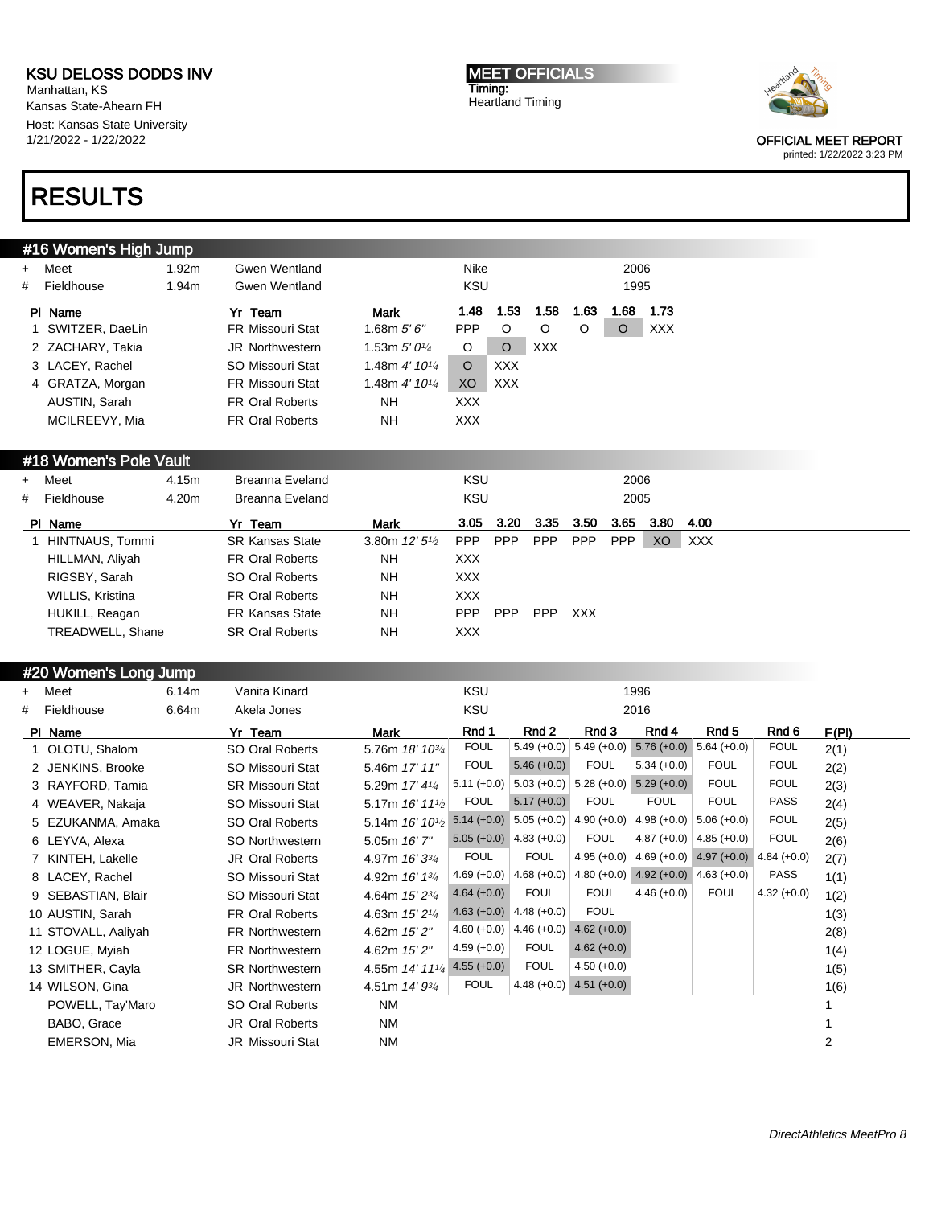KSU DELOSS DODDS INV
Manhattan, KS
Kansas State-Ahearn FH
Host: Kansas State University
1/21/2022 - 1/22/2022

MEET OFFICIALS
Timing:
Heartland Timing

OFFICIAL MEET REPORT
printed: 1/22/2022 3:23 PM

# RESULTS

## #16 Women's High Jump

| | | | | | |
|---|---|---|---|---|---|
| + | Meet | 1.92m | Gwen Wentland | Nike | 2006 |
| # | Fieldhouse | 1.94m | Gwen Wentland | KSU | 1995 |

| Pl | Name | Yr | Team | Mark | 1.48 | 1.53 | 1.58 | 1.63 | 1.68 | 1.73 |
|---|---|---|---|---|---|---|---|---|---|---|
| 1 | SWITZER, DaeLin | FR | Missouri Stat | 1.68m 5' 6" | PPP | O | O | O | O | XXX |
| 2 | ZACHARY, Takia | JR | Northwestern | 1.53m 5' 0¼ | O | O | XXX | | | |
| 3 | LACEY, Rachel | SO | Missouri Stat | 1.48m 4' 10¼ | O | XXX | | | | |
| 4 | GRATZA, Morgan | FR | Missouri Stat | 1.48m 4' 10¼ | XO | XXX | | | | |
| | AUSTIN, Sarah | FR | Oral Roberts | NH | XXX | | | | | |
| | MCILREEVY, Mia | FR | Oral Roberts | NH | XXX | | | | | |

## #18 Women's Pole Vault

| | | | | | |
|---|---|---|---|---|---|
| + | Meet | 4.15m | Breanna Eveland | KSU | 2006 |
| # | Fieldhouse | 4.20m | Breanna Eveland | KSU | 2005 |

| Pl | Name | Yr | Team | Mark | 3.05 | 3.20 | 3.35 | 3.50 | 3.65 | 3.80 | 4.00 |
|---|---|---|---|---|---|---|---|---|---|---|---|
| 1 | HINTNAUS, Tommi | SR | Kansas State | 3.80m 12' 5½ | PPP | PPP | PPP | PPP | PPP | XO | XXX |
| | HILLMAN, Aliyah | FR | Oral Roberts | NH | XXX | | | | | | |
| | RIGSBY, Sarah | SO | Oral Roberts | NH | XXX | | | | | | |
| | WILLIS, Kristina | FR | Oral Roberts | NH | XXX | | | | | | |
| | HUKILL, Reagan | FR | Kansas State | NH | PPP | PPP | PPP | XXX | | | |
| | TREADWELL, Shane | SR | Oral Roberts | NH | XXX | | | | | | |

## #20 Women's Long Jump

| | | | | | |
|---|---|---|---|---|---|
| + | Meet | 6.14m | Vanita Kinard | KSU | 1996 |
| # | Fieldhouse | 6.64m | Akela Jones | KSU | 2016 |

| Pl | Name | Yr | Team | Mark | Rnd 1 | Rnd 2 | Rnd 3 | Rnd 4 | Rnd 5 | Rnd 6 | F(Pl) |
|---|---|---|---|---|---|---|---|---|---|---|---|
| 1 | OLOTU, Shalom | SO | Oral Roberts | 5.76m 18' 10¾ | FOUL | 5.49 (+0.0) | 5.49 (+0.0) | 5.76 (+0.0) | 5.64 (+0.0) | FOUL | 2(1) |
| 2 | JENKINS, Brooke | SO | Missouri Stat | 5.46m 17' 11" | FOUL | 5.46 (+0.0) | FOUL | 5.34 (+0.0) | FOUL | FOUL | 2(2) |
| 3 | RAYFORD, Tamia | SR | Missouri Stat | 5.29m 17' 4¼ | 5.11 (+0.0) | 5.03 (+0.0) | 5.28 (+0.0) | 5.29 (+0.0) | FOUL | FOUL | 2(3) |
| 4 | WEAVER, Nakaja | SO | Missouri Stat | 5.17m 16' 11½ | FOUL | 5.17 (+0.0) | FOUL | FOUL | FOUL | PASS | 2(4) |
| 5 | EZUKANMA, Amaka | SO | Oral Roberts | 5.14m 16' 10½ | 5.14 (+0.0) | 5.05 (+0.0) | 4.90 (+0.0) | 4.98 (+0.0) | 5.06 (+0.0) | FOUL | 2(5) |
| 6 | LEYVA, Alexa | SO | Northwestern | 5.05m 16' 7" | 5.05 (+0.0) | 4.83 (+0.0) | FOUL | 4.87 (+0.0) | 4.85 (+0.0) | FOUL | 2(6) |
| 7 | KINTEH, Lakelle | JR | Oral Roberts | 4.97m 16' 3¾ | FOUL | FOUL | 4.95 (+0.0) | 4.69 (+0.0) | 4.97 (+0.0) | 4.84 (+0.0) | 2(7) |
| 8 | LACEY, Rachel | SO | Missouri Stat | 4.92m 16' 1¾ | 4.69 (+0.0) | 4.68 (+0.0) | 4.80 (+0.0) | 4.92 (+0.0) | 4.63 (+0.0) | PASS | 1(1) |
| 9 | SEBASTIAN, Blair | SO | Missouri Stat | 4.64m 15' 2¾ | 4.64 (+0.0) | FOUL | FOUL | 4.46 (+0.0) | FOUL | 4.32 (+0.0) | 1(2) |
| 10 | AUSTIN, Sarah | FR | Oral Roberts | 4.63m 15' 2¼ | 4.63 (+0.0) | 4.48 (+0.0) | FOUL | | | | 1(3) |
| 11 | STOVALL, Aaliyah | FR | Northwestern | 4.62m 15' 2" | 4.60 (+0.0) | 4.46 (+0.0) | 4.62 (+0.0) | | | | 2(8) |
| 12 | LOGUE, Myiah | FR | Northwestern | 4.62m 15' 2" | 4.59 (+0.0) | FOUL | 4.62 (+0.0) | | | | 1(4) |
| 13 | SMITHER, Cayla | SR | Northwestern | 4.55m 14' 11¼ | 4.55 (+0.0) | FOUL | 4.50 (+0.0) | | | | 1(5) |
| 14 | WILSON, Gina | JR | Northwestern | 4.51m 14' 9¾ | FOUL | 4.48 (+0.0) | 4.51 (+0.0) | | | | 1(6) |
| | POWELL, Tay'Maro | SO | Oral Roberts | NM | | | | | | | 1 |
| | BABO, Grace | JR | Oral Roberts | NM | | | | | | | 1 |
| | EMERSON, Mia | JR | Missouri Stat | NM | | | | | | | 2 |

DirectAthletics MeetPro 8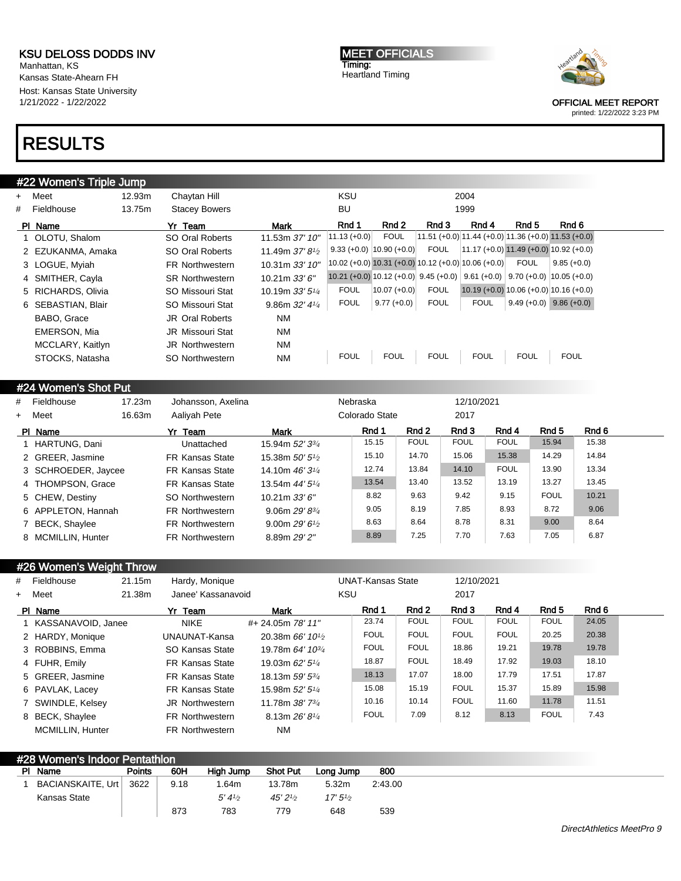KSU DELOSS DODDS INV
Manhattan, KS
Kansas State-Ahearn FH
Host: Kansas State University
1/21/2022 - 1/22/2022

MEET OFFICIALS
Timing:
Heartland Timing

OFFICIAL MEET REPORT
printed: 1/22/2022 3:23 PM

# RESULTS

## #22 Women's Triple Jump

| | | | | | |
|---|---|---|---|---|---|
| + | Meet | 12.93m | Chaytan Hill | KSU | 2004 |
| # | Fieldhouse | 13.75m | Stacey Bowers | BU | 1999 |

| Pl | Name | Yr | Team | Mark | Rnd 1 | Rnd 2 | Rnd 3 | Rnd 4 | Rnd 5 | Rnd 6 |
|---|---|---|---|---|---|---|---|---|---|---|
| 1 | OLOTU, Shalom | SO | Oral Roberts | 11.53m *37' 10"* | 11.13 (+0.0) | FOUL | 11.51 (+0.0) | 11.44 (+0.0) | 11.36 (+0.0) | 11.53 (+0.0) |
| 2 | EZUKANMA, Amaka | SO | Oral Roberts | 11.49m *37' 8½* | 9.33 (+0.0) | 10.90 (+0.0) | FOUL | 11.17 (+0.0) | 11.49 (+0.0) | 10.92 (+0.0) |
| 3 | LOGUE, Myiah | FR | Northwestern | 10.31m *33' 10"* | 10.02 (+0.0) | 10.31 (+0.0) | 10.12 (+0.0) | 10.06 (+0.0) | FOUL | 9.85 (+0.0) |
| 4 | SMITHER, Cayla | SR | Northwestern | 10.21m *33' 6"* | 10.21 (+0.0) | 10.12 (+0.0) | 9.45 (+0.0) | 9.61 (+0.0) | 9.70 (+0.0) | 10.05 (+0.0) |
| 5 | RICHARDS, Olivia | SO | Missouri Stat | 10.19m *33' 5¼* | FOUL | 10.07 (+0.0) | FOUL | 10.19 (+0.0) | 10.06 (+0.0) | 10.16 (+0.0) |
| 6 | SEBASTIAN, Blair | SO | Missouri Stat | 9.86m *32' 4¼* | FOUL | 9.77 (+0.0) | FOUL | FOUL | 9.49 (+0.0) | 9.86 (+0.0) |
| | BABO, Grace | JR | Oral Roberts | NM | | | | | | |
| | EMERSON, Mia | JR | Missouri Stat | NM | | | | | | |
| | MCCLARY, Kaitlyn | JR | Northwestern | NM | | | | | | |
| | STOCKS, Natasha | SO | Northwestern | NM | FOUL | FOUL | FOUL | FOUL | FOUL | FOUL |

## #24 Women's Shot Put

| | | | | | |
|---|---|---|---|---|---|
| # | Fieldhouse | 17.23m | Johansson, Axelina | Nebraska | 12/10/2021 |
| + | Meet | 16.63m | Aaliyah Pete | Colorado State | 2017 |

| Pl | Name | Yr | Team | Mark | Rnd 1 | Rnd 2 | Rnd 3 | Rnd 4 | Rnd 5 | Rnd 6 |
|---|---|---|---|---|---|---|---|---|---|---|
| 1 | HARTUNG, Dani | | Unattached | 15.94m *52' 3¾* | 15.15 | FOUL | FOUL | FOUL | 15.94 | 15.38 |
| 2 | GREER, Jasmine | FR | Kansas State | 15.38m *50' 5½* | 15.10 | 14.70 | 15.06 | 15.38 | 14.29 | 14.84 |
| 3 | SCHROEDER, Jaycee | FR | Kansas State | 14.10m *46' 3¼* | 12.74 | 13.84 | 14.10 | FOUL | 13.90 | 13.34 |
| 4 | THOMPSON, Grace | FR | Kansas State | 13.54m *44' 5¼* | 13.54 | 13.40 | 13.52 | 13.19 | 13.27 | 13.45 |
| 5 | CHEW, Destiny | SO | Northwestern | 10.21m *33' 6"* | 8.82 | 9.63 | 9.42 | 9.15 | FOUL | 10.21 |
| 6 | APPLETON, Hannah | FR | Northwestern | 9.06m *29' 8¾* | 9.05 | 8.19 | 7.85 | 8.93 | 8.72 | 9.06 |
| 7 | BECK, Shaylee | FR | Northwestern | 9.00m *29' 6½* | 8.63 | 8.64 | 8.78 | 8.31 | 9.00 | 8.64 |
| 8 | MCMILLIN, Hunter | FR | Northwestern | 8.89m *29' 2"* | 8.89 | 7.25 | 7.70 | 7.63 | 7.05 | 6.87 |

## #26 Women's Weight Throw

| | | | | | |
|---|---|---|---|---|---|
| # | Fieldhouse | 21.15m | Hardy, Monique | UNAT-Kansas State | 12/10/2021 |
| + | Meet | 21.38m | Janee' Kassanavoid | KSU | 2017 |

| Pl | Name | Yr | Team | Mark | Rnd 1 | Rnd 2 | Rnd 3 | Rnd 4 | Rnd 5 | Rnd 6 |
|---|---|---|---|---|---|---|---|---|---|---|
| 1 | KASSANAVOID, Janee | | NIKE | #+ 24.05m *78' 11"* | 23.74 | FOUL | FOUL | FOUL | FOUL | 24.05 |
| 2 | HARDY, Monique | | UNAUNAT-Kansa | 20.38m *66' 10½* | FOUL | FOUL | FOUL | FOUL | 20.25 | 20.38 |
| 3 | ROBBINS, Emma | SO | Kansas State | 19.78m *64' 10¾* | FOUL | FOUL | 18.86 | 19.21 | 19.78 | 19.78 |
| 4 | FUHR, Emily | FR | Kansas State | 19.03m *62' 5¼* | 18.87 | FOUL | 18.49 | 17.92 | 19.03 | 18.10 |
| 5 | GREER, Jasmine | FR | Kansas State | 18.13m *59' 5¾* | 18.13 | 17.07 | 18.00 | 17.79 | 17.51 | 17.87 |
| 6 | PAVLAK, Lacey | FR | Kansas State | 15.98m *52' 5¼* | 15.08 | 15.19 | FOUL | 15.37 | 15.89 | 15.98 |
| 7 | SWINDLE, Kelsey | JR | Northwestern | 11.78m *38' 7¾* | 10.16 | 10.14 | FOUL | 11.60 | 11.78 | 11.51 |
| 8 | BECK, Shaylee | FR | Northwestern | 8.13m *26' 8¼* | FOUL | 7.09 | 8.12 | 8.13 | FOUL | 7.43 |
| | MCMILLIN, Hunter | FR | Northwestern | NM | | | | | | |

## #28 Women's Indoor Pentathlon

| Pl | Name | Points | 60H | High Jump | Shot Put | Long Jump | 800 |
|---|---|---|---|---|---|---|---|
| 1 | BACIANSKAITE, Urt | 3622 | 9.18 | 1.64m | 13.78m | 5.32m | 2:43.00 |
| | Kansas State | | | *5' 4½* | *45' 2½* | *17' 5½* | |
| | | | 873 | 783 | 779 | 648 | 539 |

*DirectAthletics MeetPro 9*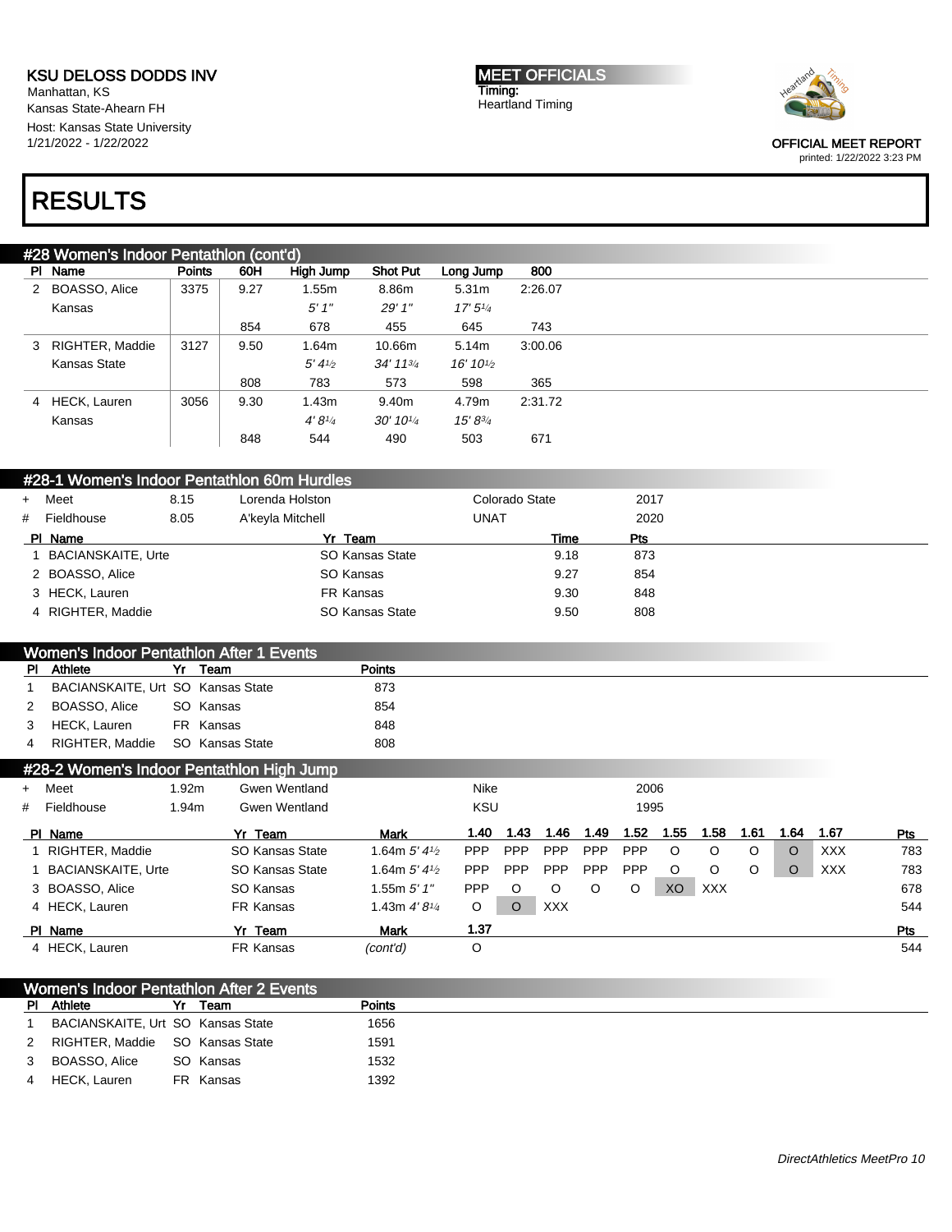KSU DELOSS DODDS INV
Manhattan, KS
Kansas State-Ahearn FH
Host: Kansas State University
1/21/2022 - 1/22/2022

MEET OFFICIALS
Timing:
Heartland Timing

OFFICIAL MEET REPORT
printed: 1/22/2022 3:23 PM

# RESULTS

## #28 Women's Indoor Pentathlon (cont'd)

| Pl | Name | Points | 60H | High Jump | Shot Put | Long Jump | 800 |
|---|---|---|---|---|---|---|---|
| 2 | BOASSO, Alice | 3375 | 9.27 | 1.55m | 8.86m | 5.31m | 2:26.07 |
| | Kansas | | | *5' 1"* | *29' 1"* | *17' 5¼* | |
| | | | 854 | 678 | 455 | 645 | 743 |
| 3 | RIGHTER, Maddie | 3127 | 9.50 | 1.64m | 10.66m | 5.14m | 3:00.06 |
| | Kansas State | | | *5' 4½* | *34' 11¾* | *16' 10½* | |
| | | | 808 | 783 | 573 | 598 | 365 |
| 4 | HECK, Lauren | 3056 | 9.30 | 1.43m | 9.40m | 4.79m | 2:31.72 |
| | Kansas | | | *4' 8¼* | *30' 10¼* | *15' 8¾* | |
| | | | 848 | 544 | 490 | 503 | 671 |

## #28-1 Women's Indoor Pentathlon 60m Hurdles

| | | | | | |
|---|---|---|---|---|---|
| + | Meet | 8.15 | Lorenda Holston | Colorado State | 2017 |
| # | Fieldhouse | 8.05 | A'keyla Mitchell | UNAT | 2020 |

| Pl | Name | Yr | Team | Time | Pts |
|---|---|---|---|---|---|
| 1 | BACIANSKAITE, Urte | SO | Kansas State | 9.18 | 873 |
| 2 | BOASSO, Alice | SO | Kansas | 9.27 | 854 |
| 3 | HECK, Lauren | FR | Kansas | 9.30 | 848 |
| 4 | RIGHTER, Maddie | SO | Kansas State | 9.50 | 808 |

## Women's Indoor Pentathlon After 1 Events

| Pl | Athlete | Yr | Team | Points |
|---|---|---|---|---|
| 1 | BACIANSKAITE, Urt | SO | Kansas State | 873 |
| 2 | BOASSO, Alice | SO | Kansas | 854 |
| 3 | HECK, Lauren | FR | Kansas | 848 |
| 4 | RIGHTER, Maddie | SO | Kansas State | 808 |

## #28-2 Women's Indoor Pentathlon High Jump

| | | | | | |
|---|---|---|---|---|---|
| + | Meet | 1.92m | Gwen Wentland | Nike | 2006 |
| # | Fieldhouse | 1.94m | Gwen Wentland | KSU | 1995 |

| Pl | Name | Yr | Team | Mark | 1.40 | 1.43 | 1.46 | 1.49 | 1.52 | 1.55 | 1.58 | 1.61 | 1.64 | 1.67 | Pts |
|---|---|---|---|---|---|---|---|---|---|---|---|---|---|---|---|
| 1 | RIGHTER, Maddie | SO | Kansas State | 1.64m *5' 4½* | PPP | PPP | PPP | PPP | PPP | O | O | O | O | XXX | 783 |
| 1 | BACIANSKAITE, Urte | SO | Kansas State | 1.64m *5' 4½* | PPP | PPP | PPP | PPP | PPP | O | O | O | O | XXX | 783 |
| 3 | BOASSO, Alice | SO | Kansas | 1.55m *5' 1"* | PPP | O | O | O | O | XO | XXX | | | | 678 |
| 4 | HECK, Lauren | FR | Kansas | 1.43m *4' 8¼* | O | O | XXX | | | | | | | | 544 |

| Pl | Name | Yr | Team | Mark | 1.37 | Pts |
|---|---|---|---|---|---|---|
| 4 | HECK, Lauren | FR | Kansas | *(cont'd)* | O | 544 |

## Women's Indoor Pentathlon After 2 Events

| Pl | Athlete | Yr | Team | Points |
|---|---|---|---|---|
| 1 | BACIANSKAITE, Urt | SO | Kansas State | 1656 |
| 2 | RIGHTER, Maddie | SO | Kansas State | 1591 |
| 3 | BOASSO, Alice | SO | Kansas | 1532 |
| 4 | HECK, Lauren | FR | Kansas | 1392 |

DirectAthletics MeetPro 10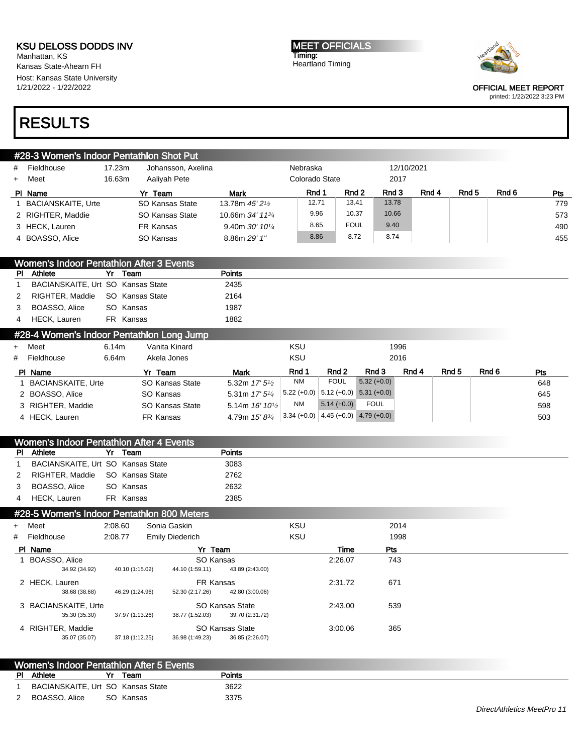KSU DELOSS DODDS INV
Manhattan, KS
Kansas State-Ahearn FH
Host: Kansas State University
1/21/2022 - 1/22/2022

MEET OFFICIALS
Timing:
Heartland Timing

OFFICIAL MEET REPORT
printed: 1/22/2022 3:23 PM

# RESULTS

## #28-3 Women's Indoor Pentathlon Shot Put

| # | Fieldhouse | 17.23m | Johansson, Axelina | Nebraska | 12/10/2021 |
|---|---|---|---|---|---|
| + | Meet | 16.63m | Aaliyah Pete | Colorado State | 2017 |

| Pl | Name | Yr | Team | Mark | Rnd 1 | Rnd 2 | Rnd 3 | Rnd 4 | Rnd 5 | Rnd 6 | Pts |
|---|---|---|---|---|---|---|---|---|---|---|---|
| 1 | BACIANSKAITE, Urte | SO | Kansas State | 13.78m *45' 2½* | 12.71 | 13.41 | 13.78 | | | | 779 |
| 2 | RIGHTER, Maddie | SO | Kansas State | 10.66m *34' 11¾* | 9.96 | 10.37 | 10.66 | | | | 573 |
| 3 | HECK, Lauren | FR | Kansas | 9.40m *30' 10¼* | 8.65 | FOUL | 9.40 | | | | 490 |
| 4 | BOASSO, Alice | SO | Kansas | 8.86m *29' 1"* | 8.86 | 8.72 | 8.74 | | | | 455 |

## Women's Indoor Pentathlon After 3 Events

| Pl | Athlete | Yr | Team | Points |
|---|---|---|---|---|
| 1 | BACIANSKAITE, Urt | SO | Kansas State | 2435 |
| 2 | RIGHTER, Maddie | SO | Kansas State | 2164 |
| 3 | BOASSO, Alice | SO | Kansas | 1987 |
| 4 | HECK, Lauren | FR | Kansas | 1882 |

## #28-4 Women's Indoor Pentathlon Long Jump

| + | Meet | 6.14m | Vanita Kinard | KSU | 1996 |
|---|---|---|---|---|---|
| # | Fieldhouse | 6.64m | Akela Jones | KSU | 2016 |

| Pl | Name | Yr | Team | Mark | Rnd 1 | Rnd 2 | Rnd 3 | Rnd 4 | Rnd 5 | Rnd 6 | Pts |
|---|---|---|---|---|---|---|---|---|---|---|---|
| 1 | BACIANSKAITE, Urte | SO | Kansas State | 5.32m *17' 5½* | NM | FOUL | 5.32 (+0.0) | | | | 648 |
| 2 | BOASSO, Alice | SO | Kansas | 5.31m *17' 5¼* | 5.22 (+0.0) | 5.12 (+0.0) | 5.31 (+0.0) | | | | 645 |
| 3 | RIGHTER, Maddie | SO | Kansas State | 5.14m *16' 10½* | NM | 5.14 (+0.0) | FOUL | | | | 598 |
| 4 | HECK, Lauren | FR | Kansas | 4.79m *15' 8¾* | 3.34 (+0.0) | 4.45 (+0.0) | 4.79 (+0.0) | | | | 503 |

## Women's Indoor Pentathlon After 4 Events

| Pl | Athlete | Yr | Team | Points |
|---|---|---|---|---|
| 1 | BACIANSKAITE, Urt | SO | Kansas State | 3083 |
| 2 | RIGHTER, Maddie | SO | Kansas State | 2762 |
| 3 | BOASSO, Alice | SO | Kansas | 2632 |
| 4 | HECK, Lauren | FR | Kansas | 2385 |

## #28-5 Women's Indoor Pentathlon 800 Meters

| + | Meet | 2:08.60 | Sonia Gaskin | KSU | 2014 |
|---|---|---|---|---|---|
| # | Fieldhouse | 2:08.77 | Emily Diederich | KSU | 1998 |

| Pl | Name | Yr | Team | Time | Pts |
|---|---|---|---|---|---|
| 1 | BOASSO, Alice | SO | Kansas | 2:26.07 | 743 |
| | 34.92 (34.92) / 40.10 (1:15.02) / 44.10 (1:59.11) / 43.89 (2:43.00) | | | | |
| 2 | HECK, Lauren | FR | Kansas | 2:31.72 | 671 |
| | 38.68 (38.68) / 46.29 (1:24.96) / 52.30 (2:17.26) / 42.80 (3:00.06) | | | | |
| 3 | BACIANSKAITE, Urte | SO | Kansas State | 2:43.00 | 539 |
| | 35.30 (35.30) / 37.97 (1:13.26) / 38.77 (1:52.03) / 39.70 (2:31.72) | | | | |
| 4 | RIGHTER, Maddie | SO | Kansas State | 3:00.06 | 365 |
| | 35.07 (35.07) / 37.18 (1:12.25) / 36.98 (1:49.23) / 36.85 (2:26.07) | | | | |

## Women's Indoor Pentathlon After 5 Events

| Pl | Athlete | Yr | Team | Points |
|---|---|---|---|---|
| 1 | BACIANSKAITE, Urt | SO | Kansas State | 3622 |
| 2 | BOASSO, Alice | SO | Kansas | 3375 |

DirectAthletics MeetPro 11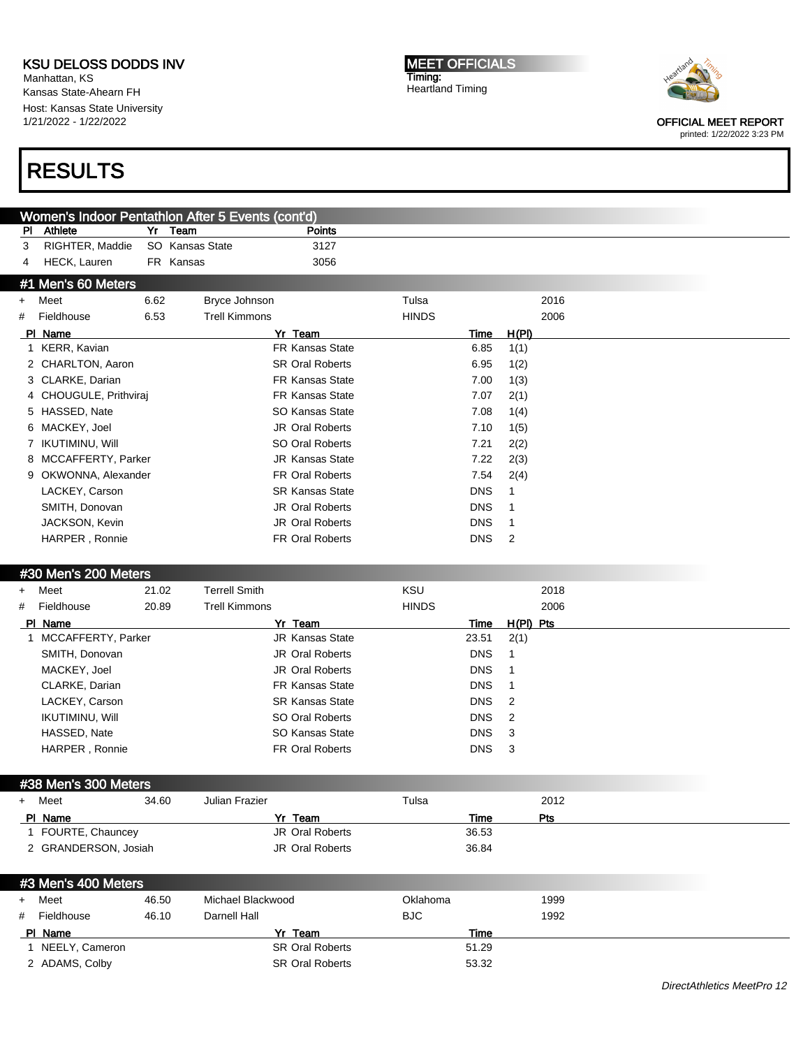## RESULTS

### Women's Indoor Pentathlon After 5 Events (cont'd)

| Pl | Athlete | Yr | Team | Points |
|---|---|---|---|---|
| 3 | RIGHTER, Maddie | SO | Kansas State | 3127 |
| 4 | HECK, Lauren | FR | Kansas | 3056 |

### #1 Men's 60 Meters

| | | | | | |
|---|---|---|---|---|---|
| + | Meet | 6.62 | Bryce Johnson | Tulsa | 2016 |
| # | Fieldhouse | 6.53 | Trell Kimmons | HINDS | 2006 |

| Pl | Name | Yr | Team | Time | H(Pl) |
|---|---|---|---|---|---|
| 1 | KERR, Kavian | FR | Kansas State | 6.85 | 1(1) |
| 2 | CHARLTON, Aaron | SR | Oral Roberts | 6.95 | 1(2) |
| 3 | CLARKE, Darian | FR | Kansas State | 7.00 | 1(3) |
| 4 | CHOUGULE, Prithviraj | FR | Kansas State | 7.07 | 2(1) |
| 5 | HASSED, Nate | SO | Kansas State | 7.08 | 1(4) |
| 6 | MACKEY, Joel | JR | Oral Roberts | 7.10 | 1(5) |
| 7 | IKUTIMINU, Will | SO | Oral Roberts | 7.21 | 2(2) |
| 8 | MCCAFFERTY, Parker | JR | Kansas State | 7.22 | 2(3) |
| 9 | OKWONNA, Alexander | FR | Oral Roberts | 7.54 | 2(4) |
| | LACKEY, Carson | SR | Kansas State | DNS | 1 |
| | SMITH, Donovan | JR | Oral Roberts | DNS | 1 |
| | JACKSON, Kevin | JR | Oral Roberts | DNS | 1 |
| | HARPER , Ronnie | FR | Oral Roberts | DNS | 2 |

### #30 Men's 200 Meters

| | | | | | |
|---|---|---|---|---|---|
| + | Meet | 21.02 | Terrell Smith | KSU | 2018 |
| # | Fieldhouse | 20.89 | Trell Kimmons | HINDS | 2006 |

| Pl | Name | Yr | Team | Time | H(Pl) | Pts |
|---|---|---|---|---|---|---|
| 1 | MCCAFFERTY, Parker | JR | Kansas State | 23.51 | 2(1) | |
| | SMITH, Donovan | JR | Oral Roberts | DNS | 1 | |
| | MACKEY, Joel | JR | Oral Roberts | DNS | 1 | |
| | CLARKE, Darian | FR | Kansas State | DNS | 1 | |
| | LACKEY, Carson | SR | Kansas State | DNS | 2 | |
| | IKUTIMINU, Will | SO | Oral Roberts | DNS | 2 | |
| | HASSED, Nate | SO | Kansas State | DNS | 3 | |
| | HARPER , Ronnie | FR | Oral Roberts | DNS | 3 | |

### #38 Men's 300 Meters

| | | | | | |
|---|---|---|---|---|---|
| + | Meet | 34.60 | Julian Frazier | Tulsa | 2012 |

| Pl | Name | Yr | Team | Time | Pts |
|---|---|---|---|---|---|
| 1 | FOURTE, Chauncey | JR | Oral Roberts | 36.53 | |
| 2 | GRANDERSON, Josiah | JR | Oral Roberts | 36.84 | |

### #3 Men's 400 Meters

| | | | | | |
|---|---|---|---|---|---|
| + | Meet | 46.50 | Michael Blackwood | Oklahoma | 1999 |
| # | Fieldhouse | 46.10 | Darnell Hall | BJC | 1992 |

| Pl | Name | Yr | Team | Time |
|---|---|---|---|---|
| 1 | NEELY, Cameron | SR | Oral Roberts | 51.29 |
| 2 | ADAMS, Colby | SR | Oral Roberts | 53.32 |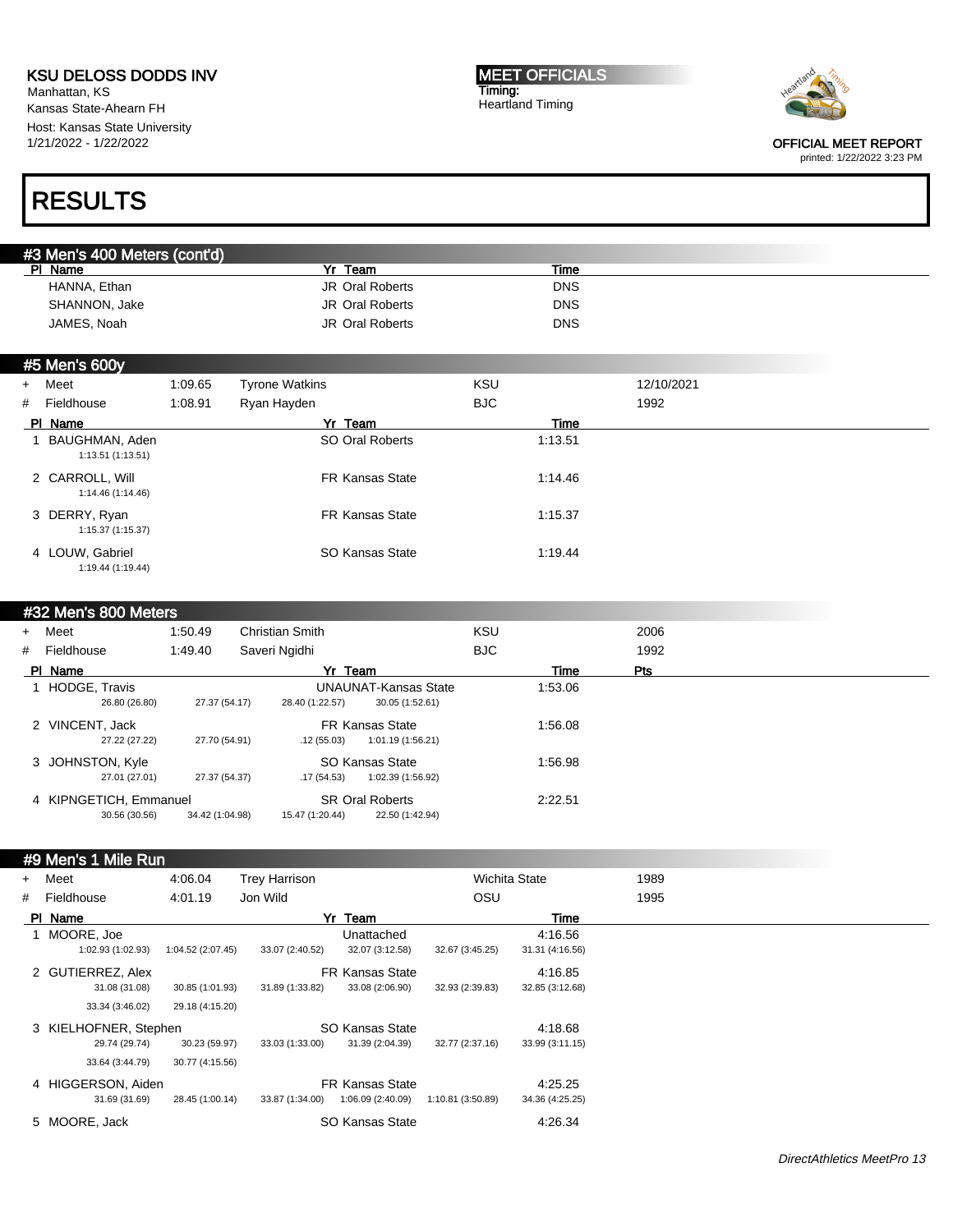KSU DELOSS DODDS INV
Manhattan, KS
Kansas State-Ahearn FH
Host: Kansas State University
1/21/2022 - 1/22/2022

MEET OFFICIALS
Timing:
Heartland Timing

OFFICIAL MEET REPORT
printed: 1/22/2022 3:23 PM

# RESULTS

## #3 Men's 400 Meters (cont'd)

| Pl | Name | Yr | Team | Time |
|---|---|---|---|---|
| | HANNA, Ethan | JR | Oral Roberts | DNS |
| | SHANNON, Jake | JR | Oral Roberts | DNS |
| | JAMES, Noah | JR | Oral Roberts | DNS |

## #5 Men's 600y

| | | | | | |
|---|---|---|---|---|---|
| + | Meet | 1:09.65 | Tyrone Watkins | KSU | 12/10/2021 |
| # | Fieldhouse | 1:08.91 | Ryan Hayden | BJC | 1992 |

| Pl | Name | Yr | Team | Time |
|---|---|---|---|---|
| 1 | BAUGHMAN, Aden | SO | Oral Roberts | 1:13.51 |
| | 1:13.51 (1:13.51) | | | |
| 2 | CARROLL, Will | FR | Kansas State | 1:14.46 |
| | 1:14.46 (1:14.46) | | | |
| 3 | DERRY, Ryan | FR | Kansas State | 1:15.37 |
| | 1:15.37 (1:15.37) | | | |
| 4 | LOUW, Gabriel | SO | Kansas State | 1:19.44 |
| | 1:19.44 (1:19.44) | | | |

## #32 Men's 800 Meters

| | | | | | |
|---|---|---|---|---|---|
| + | Meet | 1:50.49 | Christian Smith | KSU | 2006 |
| # | Fieldhouse | 1:49.40 | Saveri Ngidhi | BJC | 1992 |

| Pl | Name | Yr | Team | Time | Pts |
|---|---|---|---|---|---|
| 1 | HODGE, Travis | | UNAUNAT-Kansas State | 1:53.06 | |
| | 26.80 (26.80) 27.37 (54.17) 28.40 (1:22.57) 30.05 (1:52.61) | | | | |
| 2 | VINCENT, Jack | FR | Kansas State | 1:56.08 | |
| | 27.22 (27.22) 27.70 (54.91) .12 (55.03) 1:01.19 (1:56.21) | | | | |
| 3 | JOHNSTON, Kyle | SO | Kansas State | 1:56.98 | |
| | 27.01 (27.01) 27.37 (54.37) .17 (54.53) 1:02.39 (1:56.92) | | | | |
| 4 | KIPNGETICH, Emmanuel | SR | Oral Roberts | 2:22.51 | |
| | 30.56 (30.56) 34.42 (1:04.98) 15.47 (1:20.44) 22.50 (1:42.94) | | | | |

## #9 Men's 1 Mile Run

| | | | | | |
|---|---|---|---|---|---|
| + | Meet | 4:06.04 | Trey Harrison | Wichita State | 1989 |
| # | Fieldhouse | 4:01.19 | Jon Wild | OSU | 1995 |

| Pl | Name | Yr | Team | Time |
|---|---|---|---|---|
| 1 | MOORE, Joe | | Unattached | 4:16.56 |
| | 1:02.93 (1:02.93) 1:04.52 (2:07.45) 33.07 (2:40.52) 32.07 (3:12.58) 32.67 (3:45.25) 31.31 (4:16.56) | | | |
| 2 | GUTIERREZ, Alex | FR | Kansas State | 4:16.85 |
| | 31.08 (31.08) 30.85 (1:01.93) 31.89 (1:33.82) 33.08 (2:06.90) 32.93 (2:39.83) 32.85 (3:12.68) 33.34 (3:46.02) 29.18 (4:15.20) | | | |
| 3 | KIELHOFNER, Stephen | SO | Kansas State | 4:18.68 |
| | 29.74 (29.74) 30.23 (59.97) 33.03 (1:33.00) 31.39 (2:04.39) 32.77 (2:37.16) 33.99 (3:11.15) 33.64 (3:44.79) 30.77 (4:15.56) | | | |
| 4 | HIGGERSON, Aiden | FR | Kansas State | 4:25.25 |
| | 31.69 (31.69) 28.45 (1:00.14) 33.87 (1:34.00) 1:06.09 (2:40.09) 1:10.81 (3:50.89) 34.36 (4:25.25) | | | |
| 5 | MOORE, Jack | SO | Kansas State | 4:26.34 |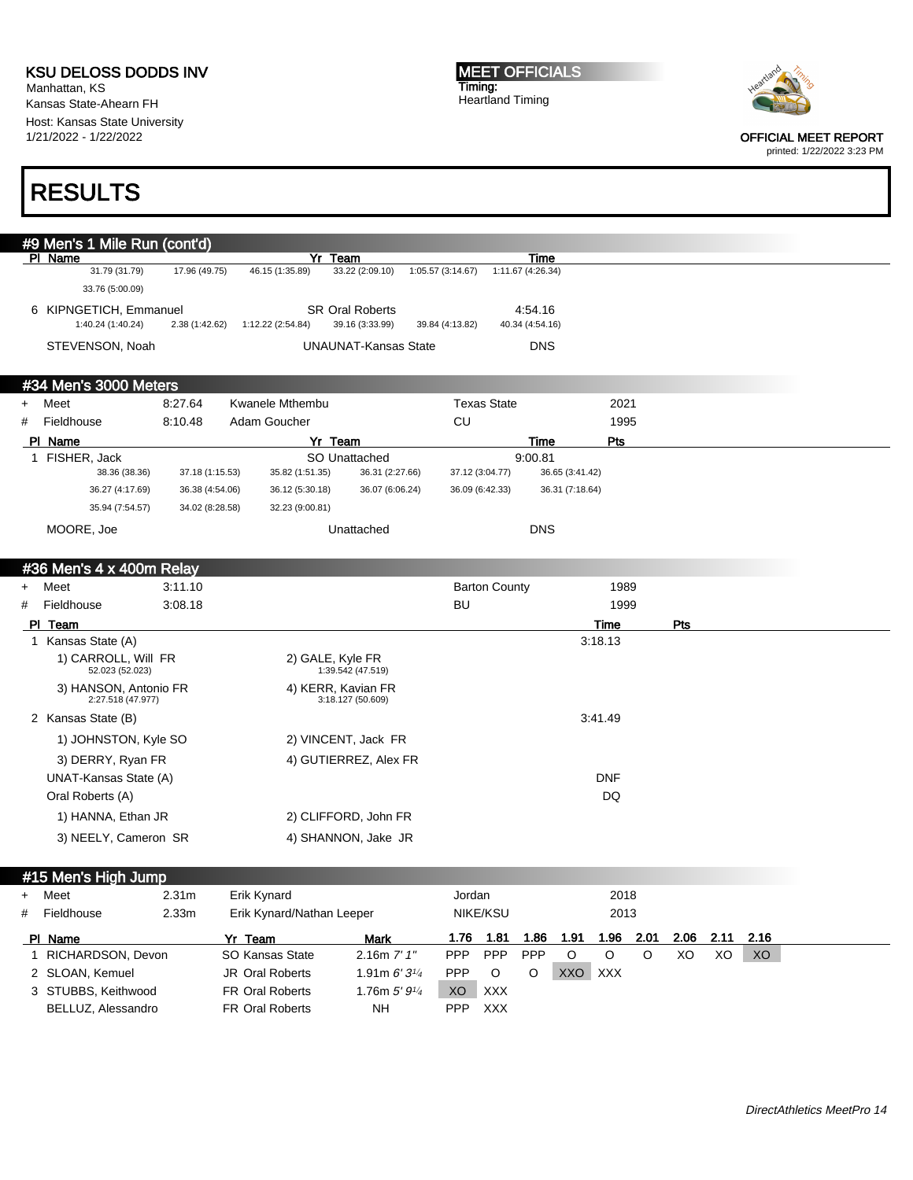KSU DELOSS DODDS INV
Manhattan, KS
Kansas State-Ahearn FH
Host: Kansas State University
1/21/2022 - 1/22/2022

MEET OFFICIALS
Timing:
Heartland Timing

OFFICIAL MEET REPORT
printed: 1/22/2022 3:23 PM

# RESULTS

## #9 Men's 1 Mile Run (cont'd)

| Pl | Name | Yr | Team | Time |
|---|---|---|---|---|
| | 31.79 (31.79) 17.96 (49.75) 46.15 (1:35.89) 33.22 (2:09.10) 1:05.57 (3:14.67) 1:11.67 (4:26.34) 33.76 (5:00.09) | | | |
| 6 | KIPNGETICH, Emmanuel | SR | Oral Roberts | 4:54.16 |
| | 1:40.24 (1:40.24) 2.38 (1:42.62) 1:12.22 (2:54.84) 39.16 (3:33.99) 39.84 (4:13.82) 40.34 (4:54.16) | | | |
| | STEVENSON, Noah | | UNAUNAT-Kansas State | DNS |

## #34 Men's 3000 Meters

| | | | | | |
|---|---|---|---|---|---|
| + | Meet | 8:27.64 | Kwanele Mthembu | Texas State | 2021 |
| # | Fieldhouse | 8:10.48 | Adam Goucher | CU | 1995 |

| Pl | Name | Yr | Team | Time | Pts |
|---|---|---|---|---|---|
| 1 | FISHER, Jack | SO | Unattached | 9:00.81 | |
| | 38.36 (38.36) 37.18 (1:15.53) 35.82 (1:51.35) 36.31 (2:27.66) 37.12 (3:04.77) 36.65 (3:41.42) 36.27 (4:17.69) 36.38 (4:54.06) 36.12 (5:30.18) 36.07 (6:06.24) 36.09 (6:42.33) 36.31 (7:18.64) 35.94 (7:54.57) 34.02 (8:28.58) 32.23 (9:00.81) | | | | |
| | MOORE, Joe | | Unattached | DNS | |

## #36 Men's 4 x 400m Relay

| | | | | |
|---|---|---|---|---|
| + | Meet | 3:11.10 | Barton County | 1989 |
| # | Fieldhouse | 3:08.18 | BU | 1999 |

| Pl | Team | Time | Pts |
|---|---|---|---|
| 1 | Kansas State (A) | 3:18.13 | |
| | 1) CARROLL, Will FR 52.023 (52.023); 2) GALE, Kyle FR 1:39.542 (47.519); 3) HANSON, Antonio FR 2:27.518 (47.977); 4) KERR, Kavian FR 3:18.127 (50.609) | | |
| 2 | Kansas State (B) | 3:41.49 | |
| | 1) JOHNSTON, Kyle SO; 2) VINCENT, Jack FR; 3) DERRY, Ryan FR; 4) GUTIERREZ, Alex FR | | |
| | UNAT-Kansas State (A) | DNF | |
| | Oral Roberts (A) | DQ | |
| | 1) HANNA, Ethan JR; 2) CLIFFORD, John FR; 3) NEELY, Cameron SR; 4) SHANNON, Jake JR | | |

## #15 Men's High Jump

| | | | | | |
|---|---|---|---|---|---|
| + | Meet | 2.31m | Erik Kynard | Jordan | 2018 |
| # | Fieldhouse | 2.33m | Erik Kynard/Nathan Leeper | NIKE/KSU | 2013 |

| Pl | Name | Yr | Team | Mark | 1.76 | 1.81 | 1.86 | 1.91 | 1.96 | 2.01 | 2.06 | 2.11 | 2.16 |
|---|---|---|---|---|---|---|---|---|---|---|---|---|---|
| 1 | RICHARDSON, Devon | SO | Kansas State | 2.16m 7' 1" | PPP | PPP | PPP | O | O | O | XO | XO | XO |
| 2 | SLOAN, Kemuel | JR | Oral Roberts | 1.91m 6' 3¼ | PPP | O | O | XXO | XXX | | | | |
| 3 | STUBBS, Keithwood | FR | Oral Roberts | 1.76m 5' 9¼ | XO | XXX | | | | | | | |
| | BELLUZ, Alessandro | FR | Oral Roberts | NH | PPP | XXX | | | | | | | |

DirectAthletics MeetPro 14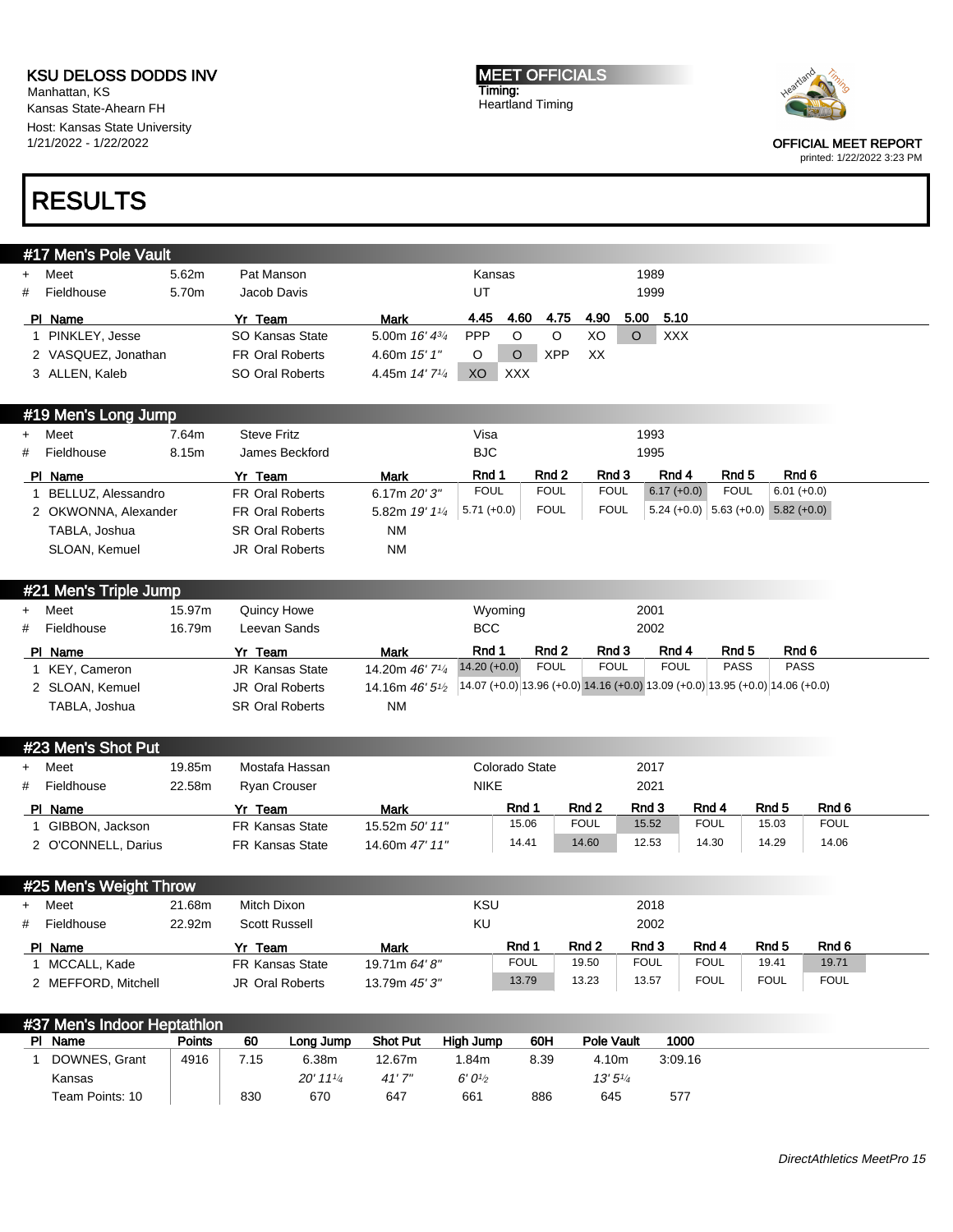KSU DELOSS DODDS INV
Manhattan, KS
Kansas State-Ahearn FH
Host: Kansas State University
1/21/2022 - 1/22/2022

MEET OFFICIALS
Timing:
Heartland Timing

OFFICIAL MEET REPORT
printed: 1/22/2022 3:23 PM

# RESULTS

## #17 Men's Pole Vault

| | | | | | |
|---|---|---|---|---|---|
| + | Meet | 5.62m | Pat Manson | Kansas | 1989 |
| # | Fieldhouse | 5.70m | Jacob Davis | UT | 1999 |

| Pl | Name | Yr | Team | Mark | 4.45 | 4.60 | 4.75 | 4.90 | 5.00 | 5.10 |
|---|---|---|---|---|---|---|---|---|---|---|
| 1 | PINKLEY, Jesse | SO | Kansas State | 5.00m *16' 4¾* | PPP | O | O | XO | O | XXX |
| 2 | VASQUEZ, Jonathan | FR | Oral Roberts | 4.60m *15' 1"* | O | O | XPP | XX | | |
| 3 | ALLEN, Kaleb | SO | Oral Roberts | 4.45m *14' 7¼* | XO | XXX | | | | |

## #19 Men's Long Jump

| | | | | | |
|---|---|---|---|---|---|
| + | Meet | 7.64m | Steve Fritz | Visa | 1993 |
| # | Fieldhouse | 8.15m | James Beckford | BJC | 1995 |

| Pl | Name | Yr | Team | Mark | Rnd 1 | Rnd 2 | Rnd 3 | Rnd 4 | Rnd 5 | Rnd 6 |
|---|---|---|---|---|---|---|---|---|---|---|
| 1 | BELLUZ, Alessandro | FR | Oral Roberts | 6.17m *20' 3"* | FOUL | FOUL | FOUL | 6.17 (+0.0) | FOUL | 6.01 (+0.0) |
| 2 | OKWONNA, Alexander | FR | Oral Roberts | 5.82m *19' 1¼* | 5.71 (+0.0) | FOUL | FOUL | 5.24 (+0.0) | 5.63 (+0.0) | 5.82 (+0.0) |
| | TABLA, Joshua | SR | Oral Roberts | NM | | | | | | |
| | SLOAN, Kemuel | JR | Oral Roberts | NM | | | | | | |

## #21 Men's Triple Jump

| | | | | | |
|---|---|---|---|---|---|
| + | Meet | 15.97m | Quincy Howe | Wyoming | 2001 |
| # | Fieldhouse | 16.79m | Leevan Sands | BCC | 2002 |

| Pl | Name | Yr | Team | Mark | Rnd 1 | Rnd 2 | Rnd 3 | Rnd 4 | Rnd 5 | Rnd 6 |
|---|---|---|---|---|---|---|---|---|---|---|
| 1 | KEY, Cameron | JR | Kansas State | 14.20m *46' 7¼* | 14.20 (+0.0) | FOUL | FOUL | FOUL | PASS | PASS |
| 2 | SLOAN, Kemuel | JR | Oral Roberts | 14.16m *46' 5½* | 14.07 (+0.0) | 13.96 (+0.0) | 14.16 (+0.0) | 13.09 (+0.0) | 13.95 (+0.0) | 14.06 (+0.0) |
| | TABLA, Joshua | SR | Oral Roberts | NM | | | | | | |

## #23 Men's Shot Put

| | | | | | |
|---|---|---|---|---|---|
| + | Meet | 19.85m | Mostafa Hassan | Colorado State | 2017 |
| # | Fieldhouse | 22.58m | Ryan Crouser | NIKE | 2021 |

| Pl | Name | Yr | Team | Mark | Rnd 1 | Rnd 2 | Rnd 3 | Rnd 4 | Rnd 5 | Rnd 6 |
|---|---|---|---|---|---|---|---|---|---|---|
| 1 | GIBBON, Jackson | FR | Kansas State | 15.52m *50' 11"* | 15.06 | FOUL | 15.52 | FOUL | 15.03 | FOUL |
| 2 | O'CONNELL, Darius | FR | Kansas State | 14.60m *47' 11"* | 14.41 | 14.60 | 12.53 | 14.30 | 14.29 | 14.06 |

## #25 Men's Weight Throw

| | | | | | |
|---|---|---|---|---|---|
| + | Meet | 21.68m | Mitch Dixon | KSU | 2018 |
| # | Fieldhouse | 22.92m | Scott Russell | KU | 2002 |

| Pl | Name | Yr | Team | Mark | Rnd 1 | Rnd 2 | Rnd 3 | Rnd 4 | Rnd 5 | Rnd 6 |
|---|---|---|---|---|---|---|---|---|---|---|
| 1 | MCCALL, Kade | FR | Kansas State | 19.71m *64' 8"* | FOUL | 19.50 | FOUL | FOUL | 19.41 | 19.71 |
| 2 | MEFFORD, Mitchell | JR | Oral Roberts | 13.79m *45' 3"* | 13.79 | 13.23 | 13.57 | FOUL | FOUL | FOUL |

## #37 Men's Indoor Heptathlon

| Pl | Name | Points | 60 | Long Jump | Shot Put | High Jump | 60H | Pole Vault | 1000 |
|---|---|---|---|---|---|---|---|---|---|
| 1 | DOWNES, Grant | 4916 | 7.15 | 6.38m | 12.67m | 1.84m | 8.39 | 4.10m | 3:09.16 |
| | Kansas | | | *20' 11¼* | *41' 7"* | *6' 0½* | | *13' 5¼* | |
| | Team Points: 10 | | 830 | 670 | 647 | 661 | 886 | 645 | 577 |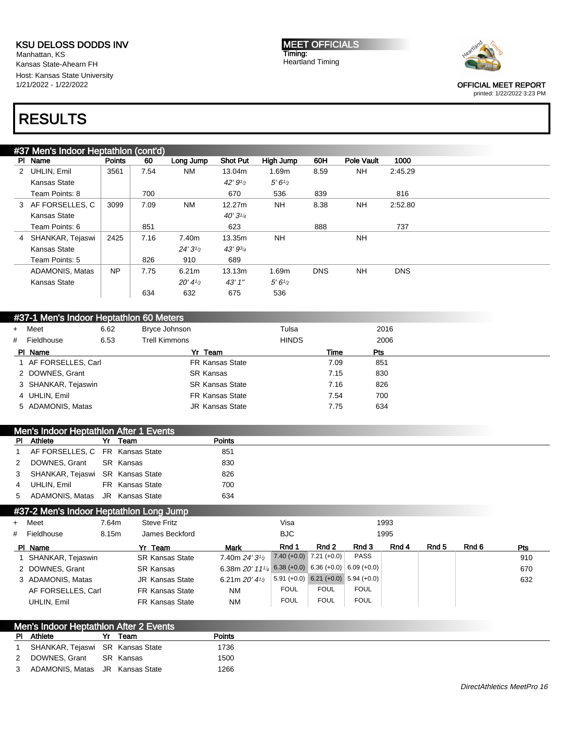KSU DELOSS DODDS INV
Manhattan, KS
Kansas State-Ahearn FH
Host: Kansas State University
1/21/2022 - 1/22/2022

MEET OFFICIALS
Timing:
Heartland Timing

OFFICIAL MEET REPORT
printed: 1/22/2022 3:23 PM

# RESULTS

## #37 Men's Indoor Heptathlon (cont'd)

| Pl | Name | Points | 60 | Long Jump | Shot Put | High Jump | 60H | Pole Vault | 1000 |
|---|---|---|---|---|---|---|---|---|---|
| 2 | UHLIN, Emil | 3561 | 7.54 | NM | 13.04m | 1.69m | 8.59 | NH | 2:45.29 |
| | Kansas State | | | | 42' 9½ | 5' 6½ | | | |
| | Team Points: 8 | | 700 | | 670 | 536 | 839 | | 816 |
| 3 | AF FORSELLES, C | 3099 | 7.09 | NM | 12.27m | NH | 8.38 | NH | 2:52.80 |
| | Kansas State | | | | 40' 3¼ | | | | |
| | Team Points: 6 | | 851 | | 623 | | 888 | | 737 |
| 4 | SHANKAR, Tejaswi | 2425 | 7.16 | 7.40m | 13.35m | NH | | NH | |
| | Kansas State | | | 24' 3½ | 43' 9¾ | | | | |
| | Team Points: 5 | | 826 | 910 | 689 | | | | |
| | ADAMONIS, Matas | NP | 7.75 | 6.21m | 13.13m | 1.69m | DNS | NH | DNS |
| | Kansas State | | | 20' 4½ | 43' 1" | 5' 6½ | | | |
| | | | 634 | 632 | 675 | 536 | | | |

## #37-1 Men's Indoor Heptathlon 60 Meters

| | | | | | |
|---|---|---|---|---|---|
| + | Meet | 6.62 | Bryce Johnson | Tulsa | 2016 |
| # | Fieldhouse | 6.53 | Trell Kimmons | HINDS | 2006 |

| Pl | Name | Yr | Team | Time | Pts |
|---|---|---|---|---|---|
| 1 | AF FORSELLES, Carl | FR | Kansas State | 7.09 | 851 |
| 2 | DOWNES, Grant | SR | Kansas | 7.15 | 830 |
| 3 | SHANKAR, Tejaswin | SR | Kansas State | 7.16 | 826 |
| 4 | UHLIN, Emil | FR | Kansas State | 7.54 | 700 |
| 5 | ADAMONIS, Matas | JR | Kansas State | 7.75 | 634 |

## Men's Indoor Heptathlon After 1 Events

| Pl | Athlete | Yr | Team | Points |
|---|---|---|---|---|
| 1 | AF FORSELLES, C | FR | Kansas State | 851 |
| 2 | DOWNES, Grant | SR | Kansas | 830 |
| 3 | SHANKAR, Tejaswi | SR | Kansas State | 826 |
| 4 | UHLIN, Emil | FR | Kansas State | 700 |
| 5 | ADAMONIS, Matas | JR | Kansas State | 634 |

## #37-2 Men's Indoor Heptathlon Long Jump

| | | | | | |
|---|---|---|---|---|---|
| + | Meet | 7.64m | Steve Fritz | Visa | 1993 |
| # | Fieldhouse | 8.15m | James Beckford | BJC | 1995 |

| Pl | Name | Yr | Team | Mark | Rnd 1 | Rnd 2 | Rnd 3 | Rnd 4 | Rnd 5 | Rnd 6 | Pts |
|---|---|---|---|---|---|---|---|---|---|---|---|
| 1 | SHANKAR, Tejaswin | SR | Kansas State | 7.40m 24' 3½ | 7.40 (+0.0) | 7.21 (+0.0) | PASS | | | | 910 |
| 2 | DOWNES, Grant | SR | Kansas | 6.38m 20' 11¼ | 6.38 (+0.0) | 6.36 (+0.0) | 6.09 (+0.0) | | | | 670 |
| 3 | ADAMONIS, Matas | JR | Kansas State | 6.21m 20' 4½ | 5.91 (+0.0) | 6.21 (+0.0) | 5.94 (+0.0) | | | | 632 |
| | AF FORSELLES, Carl | FR | Kansas State | NM | FOUL | FOUL | FOUL | | | | |
| | UHLIN, Emil | FR | Kansas State | NM | FOUL | FOUL | FOUL | | | | |

## Men's Indoor Heptathlon After 2 Events

| Pl | Athlete | Yr | Team | Points |
|---|---|---|---|---|
| 1 | SHANKAR, Tejaswi | SR | Kansas State | 1736 |
| 2 | DOWNES, Grant | SR | Kansas | 1500 |
| 3 | ADAMONIS, Matas | JR | Kansas State | 1266 |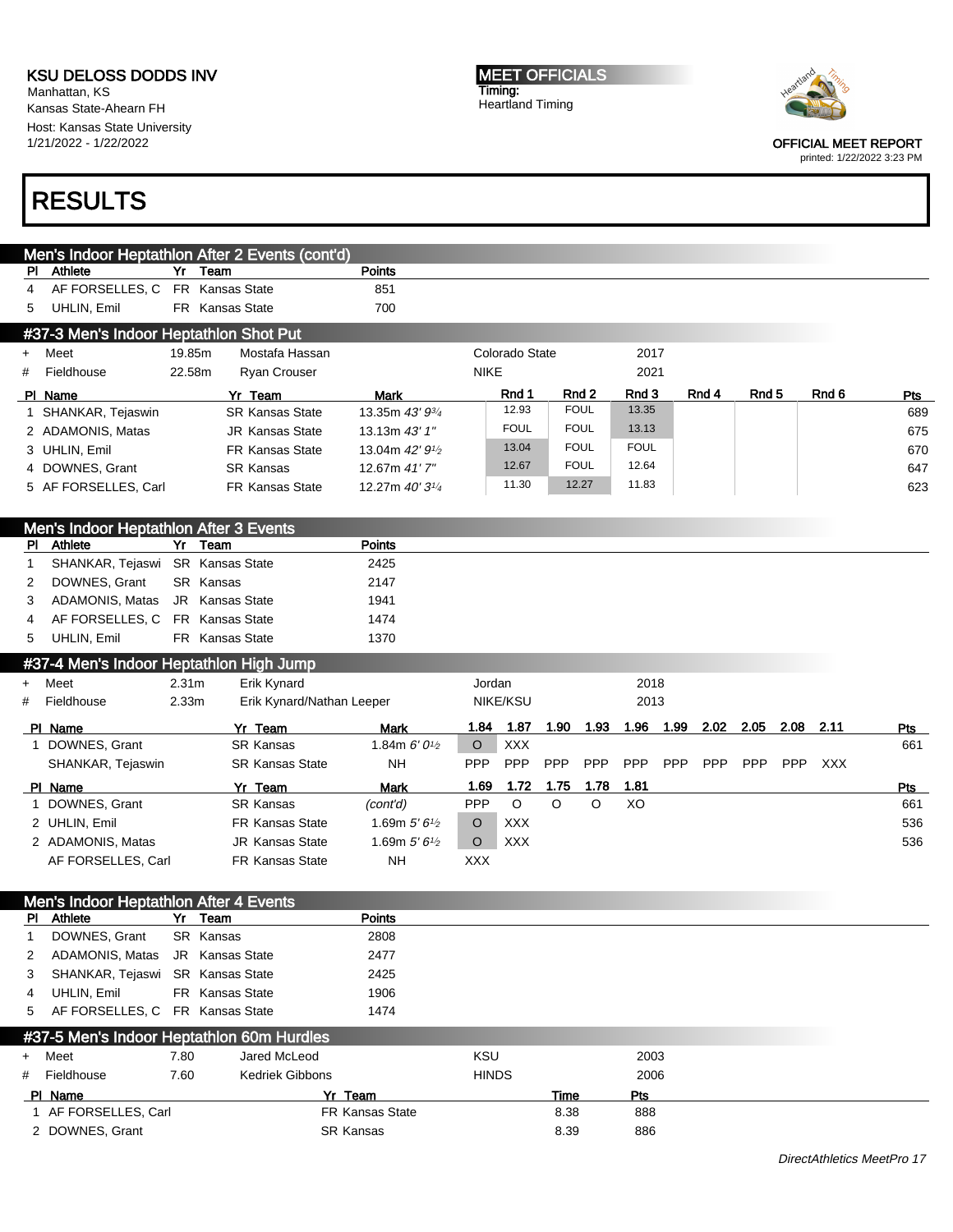KSU DELOSS DODDS INV
Manhattan, KS
Kansas State-Ahearn FH
Host: Kansas State University
1/21/2022 - 1/22/2022

MEET OFFICIALS
Timing:
Heartland Timing

OFFICIAL MEET REPORT
printed: 1/22/2022 3:23 PM

# RESULTS

## Men's Indoor Heptathlon After 2 Events (cont'd)

| Pl | Athlete | Yr | Team | Points |
|---|---|---|---|---|
| 4 | AF FORSELLES, C | FR | Kansas State | 851 |
| 5 | UHLIN, Emil | FR | Kansas State | 700 |

## #37-3 Men's Indoor Heptathlon Shot Put

| | | | | | |
|---|---|---|---|---|---|
| + | Meet | 19.85m | Mostafa Hassan | Colorado State | 2017 |
| # | Fieldhouse | 22.58m | Ryan Crouser | NIKE | 2021 |

| Pl | Name | Yr | Team | Mark | Rnd 1 | Rnd 2 | Rnd 3 | Rnd 4 | Rnd 5 | Rnd 6 | Pts |
|---|---|---|---|---|---|---|---|---|---|---|---|
| 1 | SHANKAR, Tejaswin | SR | Kansas State | 13.35m 43' 9¾ | 12.93 | FOUL | 13.35 | | | | 689 |
| 2 | ADAMONIS, Matas | JR | Kansas State | 13.13m 43' 1" | FOUL | FOUL | 13.13 | | | | 675 |
| 3 | UHLIN, Emil | FR | Kansas State | 13.04m 42' 9½ | 13.04 | FOUL | FOUL | | | | 670 |
| 4 | DOWNES, Grant | SR | Kansas | 12.67m 41' 7" | 12.67 | FOUL | 12.64 | | | | 647 |
| 5 | AF FORSELLES, Carl | FR | Kansas State | 12.27m 40' 3¼ | 11.30 | 12.27 | 11.83 | | | | 623 |

## Men's Indoor Heptathlon After 3 Events

| Pl | Athlete | Yr | Team | Points |
|---|---|---|---|---|
| 1 | SHANKAR, Tejaswi | SR | Kansas State | 2425 |
| 2 | DOWNES, Grant | SR | Kansas | 2147 |
| 3 | ADAMONIS, Matas | JR | Kansas State | 1941 |
| 4 | AF FORSELLES, C | FR | Kansas State | 1474 |
| 5 | UHLIN, Emil | FR | Kansas State | 1370 |

## #37-4 Men's Indoor Heptathlon High Jump

| | | | | | |
|---|---|---|---|---|---|
| + | Meet | 2.31m | Erik Kynard | Jordan | 2018 |
| # | Fieldhouse | 2.33m | Erik Kynard/Nathan Leeper | NIKE/KSU | 2013 |

| Pl | Name | Yr | Team | Mark | 1.84 | 1.87 | 1.90 | 1.93 | 1.96 | 1.99 | 2.02 | 2.05 | 2.08 | 2.11 | Pts |
|---|---|---|---|---|---|---|---|---|---|---|---|---|---|---|---|
| 1 | DOWNES, Grant | SR | Kansas | 1.84m 6' 0½ | O | XXX | | | | | | | | | 661 |
| | SHANKAR, Tejaswin | SR | Kansas State | NH | PPP | PPP | PPP | PPP | PPP | PPP | PPP | PPP | PPP | XXX | |

| Pl | Name | Yr | Team | Mark | 1.69 | 1.72 | 1.75 | 1.78 | 1.81 | Pts |
|---|---|---|---|---|---|---|---|---|---|---|
| 1 | DOWNES, Grant | SR | Kansas | (cont'd) | PPP | O | O | O | XO | 661 |
| 2 | UHLIN, Emil | FR | Kansas State | 1.69m 5' 6½ | O | XXX | | | | 536 |
| 2 | ADAMONIS, Matas | JR | Kansas State | 1.69m 5' 6½ | O | XXX | | | | 536 |
| | AF FORSELLES, Carl | FR | Kansas State | NH | XXX | | | | | |

## Men's Indoor Heptathlon After 4 Events

| Pl | Athlete | Yr | Team | Points |
|---|---|---|---|---|
| 1 | DOWNES, Grant | SR | Kansas | 2808 |
| 2 | ADAMONIS, Matas | JR | Kansas State | 2477 |
| 3 | SHANKAR, Tejaswi | SR | Kansas State | 2425 |
| 4 | UHLIN, Emil | FR | Kansas State | 1906 |
| 5 | AF FORSELLES, C | FR | Kansas State | 1474 |

## #37-5 Men's Indoor Heptathlon 60m Hurdles

| | | | | | |
|---|---|---|---|---|---|
| + | Meet | 7.80 | Jared McLeod | KSU | 2003 |
| # | Fieldhouse | 7.60 | Kedriek Gibbons | HINDS | 2006 |

| Pl | Name | Yr | Team | Time | Pts |
|---|---|---|---|---|---|
| 1 | AF FORSELLES, Carl | FR | Kansas State | 8.38 | 888 |
| 2 | DOWNES, Grant | SR | Kansas | 8.39 | 886 |

DirectAthletics MeetPro 17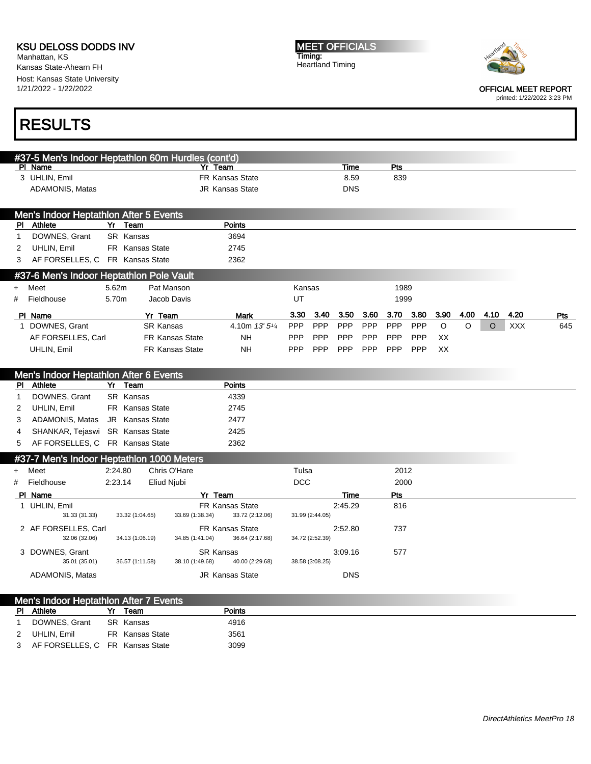KSU DELOSS DODDS INV
Manhattan, KS
Kansas State-Ahearn FH
Host: Kansas State University
1/21/2022 - 1/22/2022

MEET OFFICIALS
Timing:
Heartland Timing

OFFICIAL MEET REPORT
printed: 1/22/2022 3:23 PM

# RESULTS

## #37-5 Men's Indoor Heptathlon 60m Hurdles (cont'd)

| Pl | Name | Yr | Team | Time | Pts |
|---|---|---|---|---|---|
| 3 | UHLIN, Emil | FR | Kansas State | 8.59 | 839 |
| | ADAMONIS, Matas | JR | Kansas State | DNS | |

## Men's Indoor Heptathlon After 5 Events

| Pl | Athlete | Yr | Team | Points |
|---|---|---|---|---|
| 1 | DOWNES, Grant | SR | Kansas | 3694 |
| 2 | UHLIN, Emil | FR | Kansas State | 2745 |
| 3 | AF FORSELLES, C | FR | Kansas State | 2362 |

## #37-6 Men's Indoor Heptathlon Pole Vault

| | | | | | |
|---|---|---|---|---|---|
| + | Meet | 5.62m | Pat Manson | Kansas | 1989 |
| # | Fieldhouse | 5.70m | Jacob Davis | UT | 1999 |

| Pl | Name | Yr | Team | Mark | 3.30 | 3.40 | 3.50 | 3.60 | 3.70 | 3.80 | 3.90 | 4.00 | 4.10 | 4.20 | Pts |
|---|---|---|---|---|---|---|---|---|---|---|---|---|---|---|---|
| 1 | DOWNES, Grant | SR | Kansas | 4.10m *13' 5¼* | PPP | PPP | PPP | PPP | PPP | PPP | O | O | O | XXX | 645 |
| | AF FORSELLES, Carl | FR | Kansas State | NH | PPP | PPP | PPP | PPP | PPP | PPP | XX | | | | |
| | UHLIN, Emil | FR | Kansas State | NH | PPP | PPP | PPP | PPP | PPP | PPP | XX | | | | |

## Men's Indoor Heptathlon After 6 Events

| Pl | Athlete | Yr | Team | Points |
|---|---|---|---|---|
| 1 | DOWNES, Grant | SR | Kansas | 4339 |
| 2 | UHLIN, Emil | FR | Kansas State | 2745 |
| 3 | ADAMONIS, Matas | JR | Kansas State | 2477 |
| 4 | SHANKAR, Tejaswi | SR | Kansas State | 2425 |
| 5 | AF FORSELLES, C | FR | Kansas State | 2362 |

## #37-7 Men's Indoor Heptathlon 1000 Meters

| | | | | | |
|---|---|---|---|---|---|
| + | Meet | 2:24.80 | Chris O'Hare | Tulsa | 2012 |
| # | Fieldhouse | 2:23.14 | Eliud Njubi | DCC | 2000 |

| Pl | Name | Yr | Team | Time | Pts |
|---|---|---|---|---|---|
| 1 | UHLIN, Emil | FR | Kansas State | 2:45.29 | 816 |
| | 31.33 (31.33) 33.32 (1:04.65) 33.69 (1:38.34) 33.72 (2:12.06) 31.99 (2:44.05) | | | | |
| 2 | AF FORSELLES, Carl | FR | Kansas State | 2:52.80 | 737 |
| | 32.06 (32.06) 34.13 (1:06.19) 34.85 (1:41.04) 36.64 (2:17.68) 34.72 (2:52.39) | | | | |
| 3 | DOWNES, Grant | SR | Kansas | 3:09.16 | 577 |
| | 35.01 (35.01) 36.57 (1:11.58) 38.10 (1:49.68) 40.00 (2:29.68) 38.58 (3:08.25) | | | | |
| | ADAMONIS, Matas | JR | Kansas State | DNS | |

## Men's Indoor Heptathlon After 7 Events

| Pl | Athlete | Yr | Team | Points |
|---|---|---|---|---|
| 1 | DOWNES, Grant | SR | Kansas | 4916 |
| 2 | UHLIN, Emil | FR | Kansas State | 3561 |
| 3 | AF FORSELLES, C | FR | Kansas State | 3099 |

*DirectAthletics MeetPro 18*